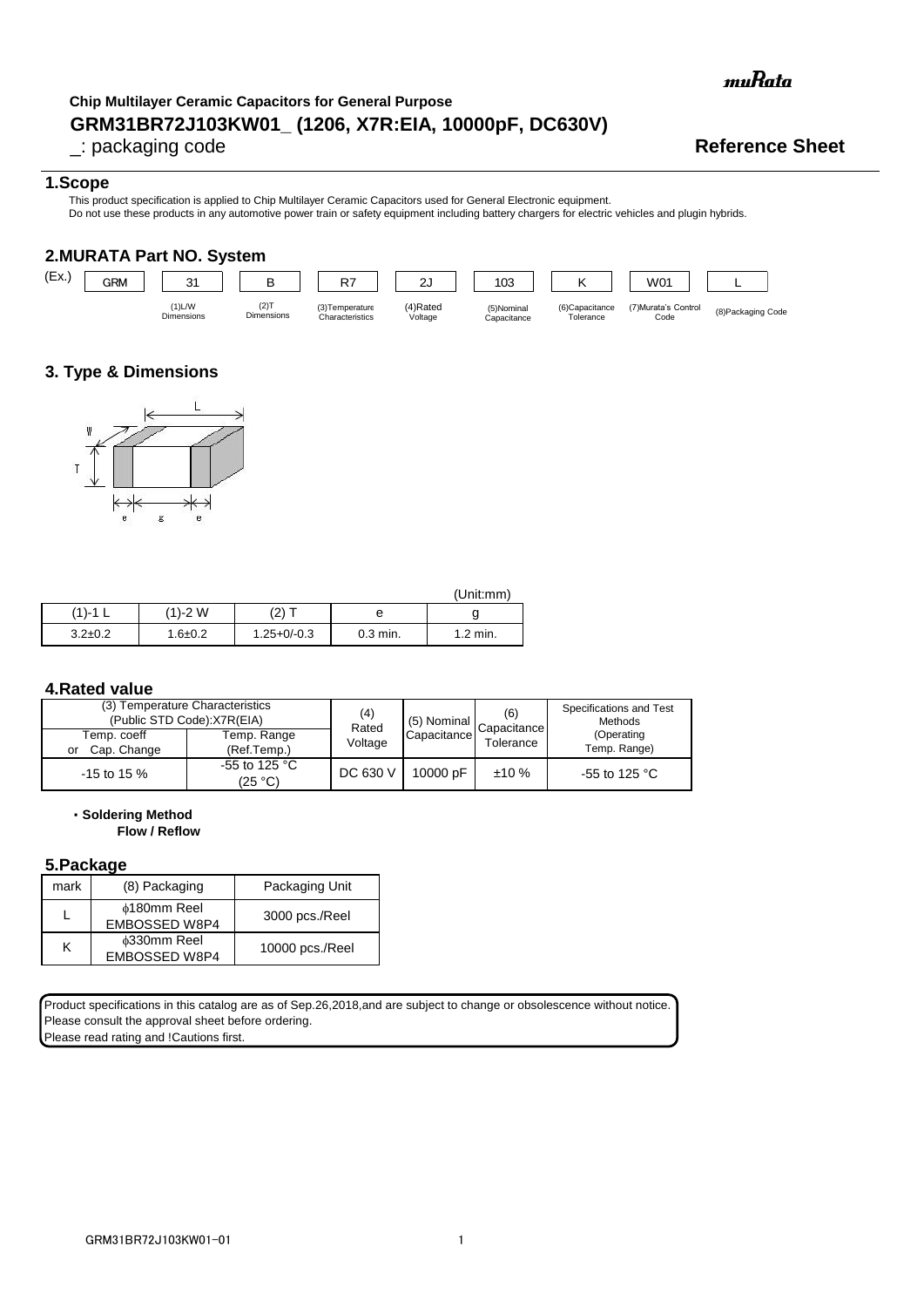muRata

**Chip Multilayer Ceramic Capacitors for General Purpose**

# GRM31BR72J103KW01_ (1206, X7R:EIA, 10000pF, DC630V)

_: packaging code

**Reference Sheet**

## 1.Scope

This product specification is applied to Chip Multilayer Ceramic Capacitors used for General Electronic equipment.
Do not use these products in any automotive power train or safety equipment including battery chargers for electric vehicles and plugin hybrids.

## 2.MURATA Part NO. System

| (Ex.) | GRM | 31 | B | R7 | 2J | 103 | K | W01 | L |
|---|---|---|---|---|---|---|---|---|---|
| | | (1)L/W Dimensions | (2)T Dimensions | (3)Temperature Characteristics | (4)Rated Voltage | (5)Nominal Capacitance | (6)Capacitance Tolerance | (7)Murata's Control Code | (8)Packaging Code |

## 3. Type & Dimensions

(Unit:mm)

| (1)-1 L | (1)-2 W | (2) T | e | g |
|---|---|---|---|---|
| 3.2±0.2 | 1.6±0.2 | 1.25+0/-0.3 | 0.3 min. | 1.2 min. |

## 4.Rated value

| (3) Temperature Characteristics (Public STD Code):X7R(EIA) | | (4) Rated Voltage | (5) Nominal Capacitance | (6) Capacitance Tolerance | Specifications and Test Methods (Operating Temp. Range) |
|---|---|---|---|---|---|
| Temp. coeff or Cap. Change | Temp. Range (Ref.Temp.) | | | | |
| -15 to 15 % | -55 to 125 °C (25 °C) | DC 630 V | 10000 pF | ±10 % | -55 to 125 °C |

・**Soldering Method**
**Flow / Reflow**

## 5.Package

| mark | (8) Packaging | Packaging Unit |
|---|---|---|
| L | φ180mm Reel EMBOSSED W8P4 | 3000 pcs./Reel |
| K | φ330mm Reel EMBOSSED W8P4 | 10000 pcs./Reel |

Product specifications in this catalog are as of Sep.26,2018,and are subject to change or obsolescence without notice.
Please consult the approval sheet before ordering.
Please read rating and !Cautions first.

GRM31BR72J103KW01-01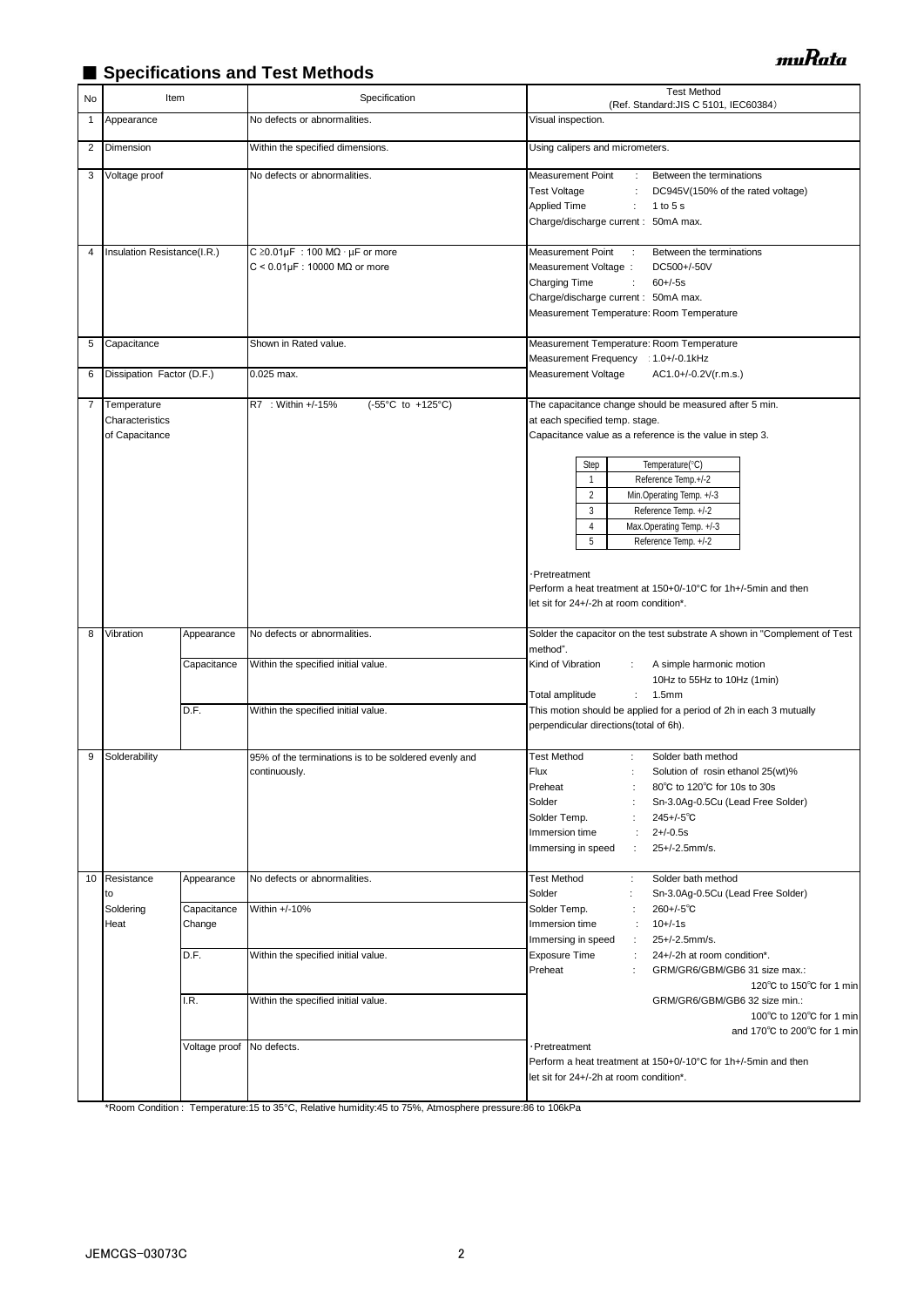## ■ Specifications and Test Methods

| No | Item | | Specification | Test Method (Ref. Standard:JIS C 5101, IEC60384) |
|---|---|---|---|---|
| 1 | Appearance | | No defects or abnormalities. | Visual inspection. |
| 2 | Dimension | | Within the specified dimensions. | Using calipers and micrometers. |
| 3 | Voltage proof | | No defects or abnormalities. | Measurement Point : Between the terminations<br>Test Voltage : DC945V(150% of the rated voltage)<br>Applied Time : 1 to 5 s<br>Charge/discharge current : 50mA max. |
| 4 | Insulation Resistance(I.R.) | | C ≥0.01μF : 100 MΩ・μF or more<br>C < 0.01μF : 10000 MΩ or more | Measurement Point : Between the terminations<br>Measurement Voltage : DC500+/-50V<br>Charging Time : 60+/-5s<br>Charge/discharge current : 50mA max.<br>Measurement Temperature: Room Temperature |
| 5 | Capacitance | | Shown in Rated value. | Measurement Temperature: Room Temperature<br>Measurement Frequency : 1.0+/-0.1kHz<br>Measurement Voltage AC1.0+/-0.2V(r.m.s.) |
| 6 | Dissipation Factor (D.F.) | | 0.025 max. | |
| 7 | Temperature Characteristics of Capacitance | | R7 : Within +/-15% (-55°C to +125°C) | The capacitance change should be measured after 5 min. at each specified temp. stage.<br>Capacitance value as a reference is the value in step 3.<br>Step 1: Reference Temp.+/-2<br>Step 2: Min.Operating Temp. +/-3<br>Step 3: Reference Temp. +/-2<br>Step 4: Max.Operating Temp. +/-3<br>Step 5: Reference Temp. +/-2<br>・Pretreatment<br>Perform a heat treatment at 150+0/-10°C for 1h+/-5min and then let sit for 24+/-2h at room condition*. |
| 8 | Vibration | Appearance | No defects or abnormalities. | Solder the capacitor on the test substrate A shown in "Complement of Test method".<br>Kind of Vibration : A simple harmonic motion 10Hz to 55Hz to 10Hz (1min)<br>Total amplitude : 1.5mm<br>This motion should be applied for a period of 2h in each 3 mutually perpendicular directions(total of 6h). |
| | | Capacitance | Within the specified initial value. | |
| | | D.F. | Within the specified initial value. | |
| 9 | Solderability | | 95% of the terminations is to be soldered evenly and continuously. | Test Method : Solder bath method<br>Flux : Solution of rosin ethanol 25(wt)%<br>Preheat : 80℃ to 120℃ for 10s to 30s<br>Solder : Sn-3.0Ag-0.5Cu (Lead Free Solder)<br>Solder Temp. : 245+/-5℃<br>Immersion time : 2+/-0.5s<br>Immersing in speed : 25+/-2.5mm/s. |
| 10 | Resistance to Soldering Heat | Appearance | No defects or abnormalities. | Test Method : Solder bath method<br>Solder : Sn-3.0Ag-0.5Cu (Lead Free Solder)<br>Solder Temp. : 260+/-5℃<br>Immersion time : 10+/-1s<br>Immersing in speed : 25+/-2.5mm/s.<br>Exposure Time : 24+/-2h at room condition*.<br>Preheat : GRM/GR6/GBM/GB6 31 size max.: 120℃ to 150℃ for 1 min<br>GRM/GR6/GBM/GB6 32 size min.: 100℃ to 120℃ for 1 min and 170℃ to 200℃ for 1 min<br>・Pretreatment<br>Perform a heat treatment at 150+0/-10°C for 1h+/-5min and then let sit for 24+/-2h at room condition*. |
| | | Capacitance Change | Within +/-10% | |
| | | D.F. | Within the specified initial value. | |
| | | I.R. | Within the specified initial value. | |
| | | Voltage proof | No defects. | |

*Room Condition : Temperature:15 to 35°C, Relative humidity:45 to 75%, Atmosphere pressure:86 to 106kPa

JEMCGS-03073C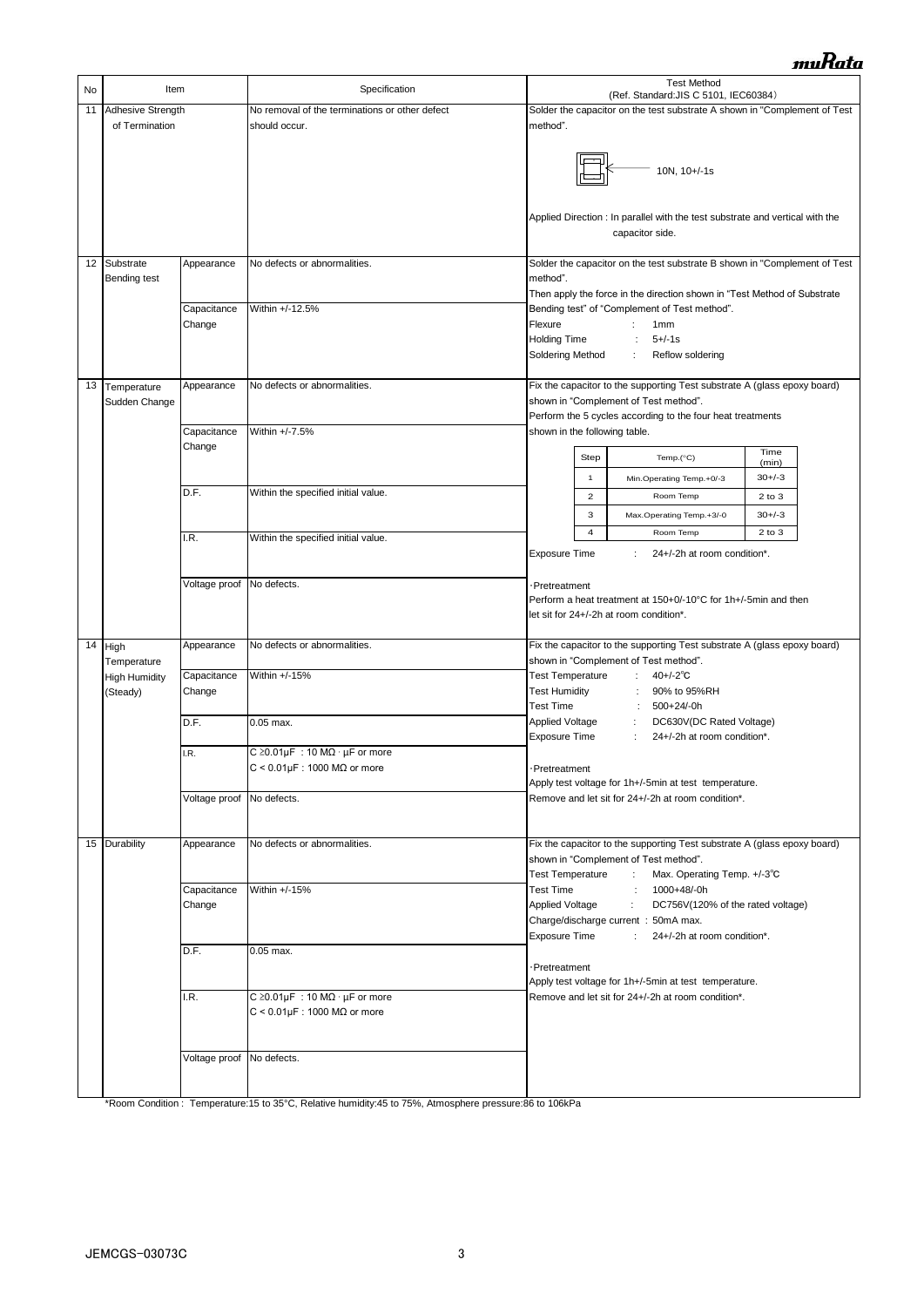| No | Item | | Specification | Test Method (Ref. Standard:JIS C 5101, IEC60384) |
|---|---|---|---|---|
| 11 | Adhesive Strength of Termination | | No removal of the terminations or other defect should occur. | Solder the capacitor on the test substrate A shown in "Complement of Test method".<br>10N, 10+/-1s<br>Applied Direction : In parallel with the test substrate and vertical with the capacitor side. |
| 12 | Substrate Bending test | Appearance | No defects or abnormalities. | Solder the capacitor on the test substrate B shown in "Complement of Test method".<br>Then apply the force in the direction shown in "Test Method of Substrate Bending test" of "Complement of Test method".<br>Flexure : 1mm<br>Holding Time : 5+/-1s<br>Soldering Method : Reflow soldering |
| | | Capacitance Change | Within +/-12.5% | |
| 13 | Temperature Sudden Change | Appearance | No defects or abnormalities. | Fix the capacitor to the supporting Test substrate A (glass epoxy board) shown in "Complement of Test method".<br>Perform the 5 cycles according to the four heat treatments shown in the following table.<br>Step 1: Min.Operating Temp.+0/-3, Time (min) 30+/-3<br>Step 2: Room Temp, Time (min) 2 to 3<br>Step 3: Max.Operating Temp.+3/-0, Time (min) 30+/-3<br>Step 4: Room Temp, Time (min) 2 to 3<br>Exposure Time : 24+/-2h at room condition*.<br>·Pretreatment<br>Perform a heat treatment at 150+0/-10°C for 1h+/-5min and then let sit for 24+/-2h at room condition*. |
| | | Capacitance Change | Within +/-7.5% | |
| | | D.F. | Within the specified initial value. | |
| | | I.R. | Within the specified initial value. | |
| | | Voltage proof | No defects. | |
| 14 | High Temperature High Humidity (Steady) | Appearance | No defects or abnormalities. | Fix the capacitor to the supporting Test substrate A (glass epoxy board) shown in "Complement of Test method".<br>Test Temperature : 40+/-2℃<br>Test Humidity : 90% to 95%RH<br>Test Time : 500+24/-0h<br>Applied Voltage : DC630V(DC Rated Voltage)<br>Exposure Time : 24+/-2h at room condition*.<br>·Pretreatment<br>Apply test voltage for 1h+/-5min at test temperature.<br>Remove and let sit for 24+/-2h at room condition*. |
| | | Capacitance Change | Within +/-15% | |
| | | D.F. | 0.05 max. | |
| | | I.R. | C ≥0.01μF : 10 MΩ · μF or more<br>C < 0.01μF : 1000 MΩ or more | |
| | | Voltage proof | No defects. | |
| 15 | Durability | Appearance | No defects or abnormalities. | Fix the capacitor to the supporting Test substrate A (glass epoxy board) shown in "Complement of Test method".<br>Test Temperature : Max. Operating Temp. +/-3℃<br>Test Time : 1000+48/-0h<br>Applied Voltage : DC756V(120% of the rated voltage)<br>Charge/discharge current : 50mA max.<br>Exposure Time : 24+/-2h at room condition*.<br>·Pretreatment<br>Apply test voltage for 1h+/-5min at test temperature.<br>Remove and let sit for 24+/-2h at room condition*. |
| | | Capacitance Change | Within +/-15% | |
| | | D.F. | 0.05 max. | |
| | | I.R. | C ≥0.01μF : 10 MΩ · μF or more<br>C < 0.01μF : 1000 MΩ or more | |
| | | Voltage proof | No defects. | |

*Room Condition : Temperature:15 to 35°C, Relative humidity:45 to 75%, Atmosphere pressure:86 to 106kPa

JEMCGS-03073C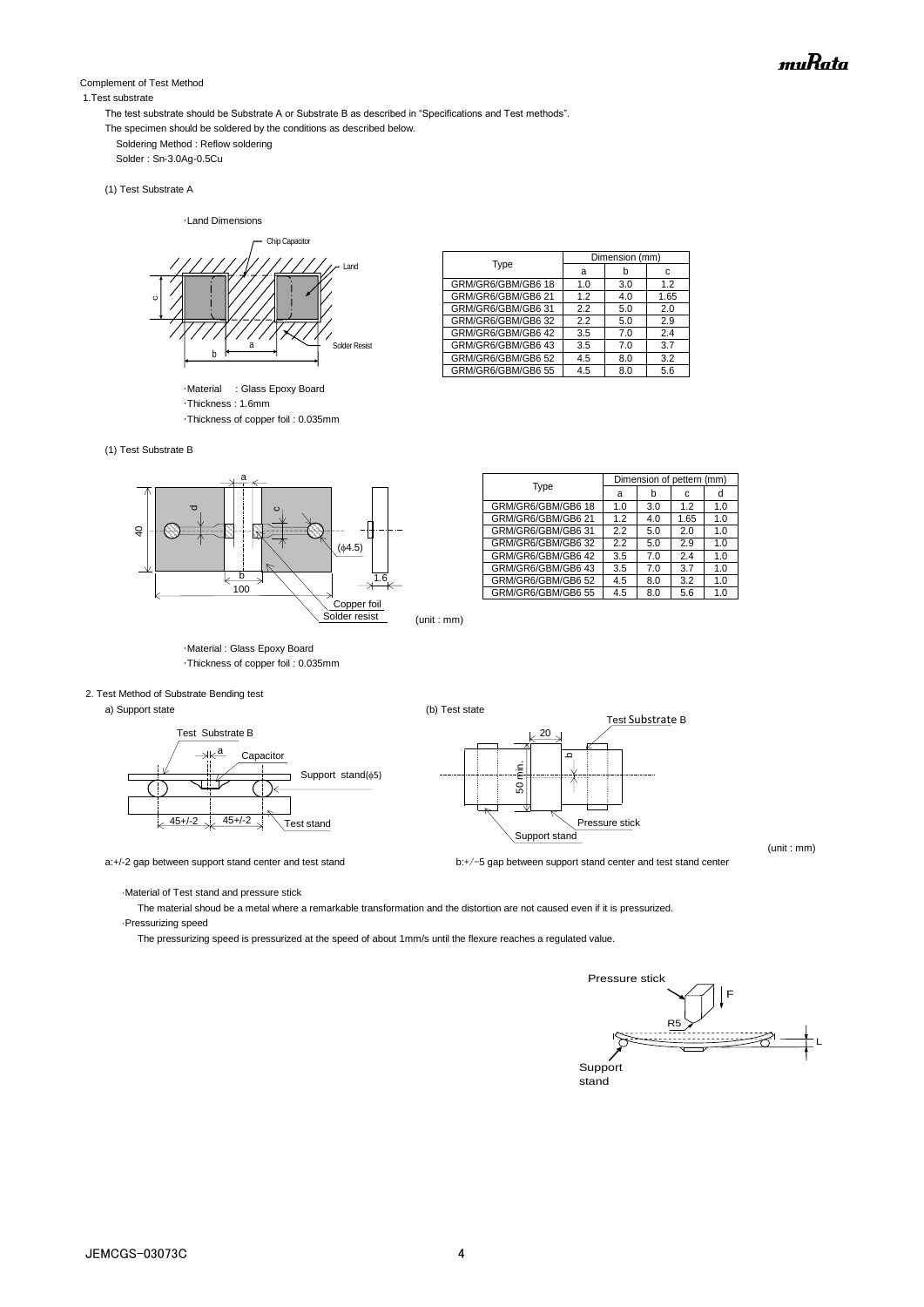Complement of Test Method

1.Test substrate

The test substrate should be Substrate A or Substrate B as described in "Specifications and Test methods".
The specimen should be soldered by the conditions as described below.

Soldering Method : Reflow soldering
Solder : Sn-3.0Ag-0.5Cu

(1) Test Substrate A

・Land Dimensions

| Type | Dimension (mm) | | |
|---|---|---|---|
| | a | b | c |
| GRM/GR6/GBM/GB6 18 | 1.0 | 3.0 | 1.2 |
| GRM/GR6/GBM/GB6 21 | 1.2 | 4.0 | 1.65 |
| GRM/GR6/GBM/GB6 31 | 2.2 | 5.0 | 2.0 |
| GRM/GR6/GBM/GB6 32 | 2.2 | 5.0 | 2.9 |
| GRM/GR6/GBM/GB6 42 | 3.5 | 7.0 | 2.4 |
| GRM/GR6/GBM/GB6 43 | 3.5 | 7.0 | 3.7 |
| GRM/GR6/GBM/GB6 52 | 4.5 | 8.0 | 3.2 |
| GRM/GR6/GBM/GB6 55 | 4.5 | 8.0 | 5.6 |

・Material : Glass Epoxy Board
・Thickness : 1.6mm
・Thickness of copper foil : 0.035mm

(1) Test Substrate B

| Type | Dimension of pattern (mm) | | | |
|---|---|---|---|---|
| | a | b | c | d |
| GRM/GR6/GBM/GB6 18 | 1.0 | 3.0 | 1.2 | 1.0 |
| GRM/GR6/GBM/GB6 21 | 1.2 | 4.0 | 1.65 | 1.0 |
| GRM/GR6/GBM/GB6 31 | 2.2 | 5.0 | 2.0 | 1.0 |
| GRM/GR6/GBM/GB6 32 | 2.2 | 5.0 | 2.9 | 1.0 |
| GRM/GR6/GBM/GB6 42 | 3.5 | 7.0 | 2.4 | 1.0 |
| GRM/GR6/GBM/GB6 43 | 3.5 | 7.0 | 3.7 | 1.0 |
| GRM/GR6/GBM/GB6 52 | 4.5 | 8.0 | 3.2 | 1.0 |
| GRM/GR6/GBM/GB6 55 | 4.5 | 8.0 | 5.6 | 1.0 |

(unit : mm)

・Material : Glass Epoxy Board
・Thickness of copper foil : 0.035mm

2. Test Method of Substrate Bending test

a) Support state

a:+/-2 gap between support stand center and test stand

(b) Test state

b:+/−5 gap between support stand center and test stand center

(unit : mm)

・Material of Test stand and pressure stick

The material shoud be a metal where a remarkable transformation and the distortion are not caused even if it is pressurized.

・Pressurizing speed

The pressurizing speed is pressurized at the speed of about 1mm/s until the flexure reaches a regulated value.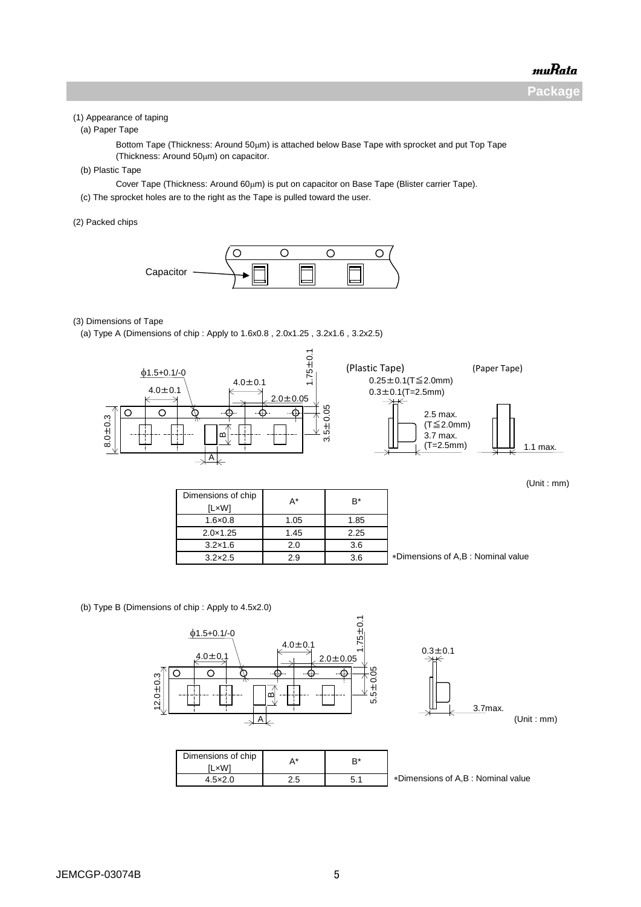## Package

(1) Appearance of taping

(a) Paper Tape

Bottom Tape (Thickness: Around 50μm) is attached below Base Tape with sprocket and put Top Tape (Thickness: Around 50μm) on capacitor.

(b) Plastic Tape

Cover Tape (Thickness: Around 60μm) is put on capacitor on Base Tape (Blister carrier Tape).

(c) The sprocket holes are to the right as the Tape is pulled toward the user.

(2) Packed chips

Capacitor

(3) Dimensions of Tape

(a) Type A (Dimensions of chip : Apply to 1.6x0.8 , 2.0x1.25 , 3.2x1.6 , 3.2x2.5)

ϕ1.5+0.1/-0, 4.0±0.1, 4.0±0.1, 2.0±0.05, 1.75±0.1, 3.5±0.05, 8.0±0.3

(Plastic Tape) 0.25±0.1(T≦2.0mm) 0.3±0.1(T=2.5mm) 2.5 max. (T≦2.0mm) 3.7 max. (T=2.5mm)

(Paper Tape) 1.1 max.

(Unit : mm)

| Dimensions of chip [L×W] | A* | B* |
|---|---|---|
| 1.6×0.8 | 1.05 | 1.85 |
| 2.0×1.25 | 1.45 | 2.25 |
| 3.2×1.6 | 2.0 | 3.6 |
| 3.2×2.5 | 2.9 | 3.6 |

*Dimensions of A,B : Nominal value

(b) Type B (Dimensions of chip : Apply to 4.5x2.0)

ϕ1.5+0.1/-0, 4.0±0.1, 4.0±0.1, 2.0±0.05, 1.75±0.1, 5.5±0.05, 12.0±0.3

0.3±0.1, 3.7max.

(Unit : mm)

| Dimensions of chip [L×W] | A* | B* |
|---|---|---|
| 4.5×2.0 | 2.5 | 5.1 |

*Dimensions of A,B : Nominal value

JEMCGP-03074B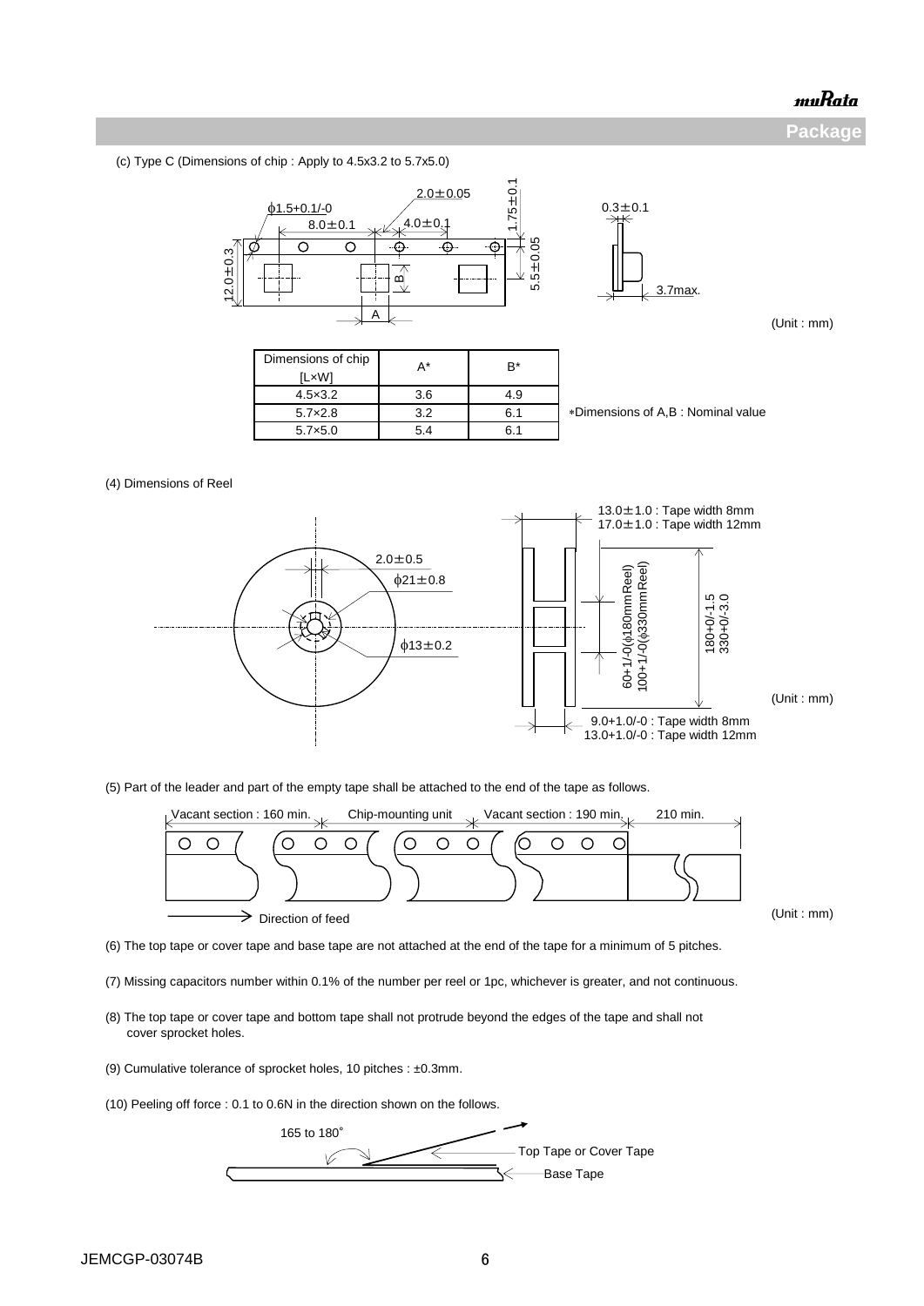## Package

(c) Type C (Dimensions of chip : Apply to 4.5x3.2 to 5.7x5.0)

ϕ1.5+0.1/-0  2.0±0.05  1.75±0.1  0.3±0.1
8.0±0.1  4.0±0.1
12.0±0.3  B  5.5±0.05  3.7max.
A

(Unit : mm)

| Dimensions of chip [L×W] | A* | B* |
|---|---|---|
| 4.5×3.2 | 3.6 | 4.9 |
| 5.7×2.8 | 3.2 | 6.1 |
| 5.7×5.0 | 5.4 | 6.1 |

*Dimensions of A,B : Nominal value

(4) Dimensions of Reel

2.0±0.5
ϕ21±0.8
ϕ13±0.2

13.0±1.0 : Tape width 8mm
17.0±1.0 : Tape width 12mm

60+1/-0(ϕ180mm Reel)
100+1/-0(ϕ330mm Reel)

180+0/-1.5
330+0/-3.0

9.0+1.0/-0 : Tape width 8mm
13.0+1.0/-0 : Tape width 12mm

(Unit : mm)

(5) Part of the leader and part of the empty tape shall be attached to the end of the tape as follows.

Vacant section : 160 min.  Chip-mounting unit  Vacant section : 190 min.  210 min.

Direction of feed

(Unit : mm)

(6) The top tape or cover tape and base tape are not attached at the end of the tape for a minimum of 5 pitches.

(7) Missing capacitors number within 0.1% of the number per reel or 1pc, whichever is greater, and not continuous.

(8) The top tape or cover tape and bottom tape shall not protrude beyond the edges of the tape and shall not cover sprocket holes.

(9) Cumulative tolerance of sprocket holes, 10 pitches : ±0.3mm.

(10) Peeling off force : 0.1 to 0.6N in the direction shown on the follows.

165 to 180°

Top Tape or Cover Tape

Base Tape

JEMCGP-03074B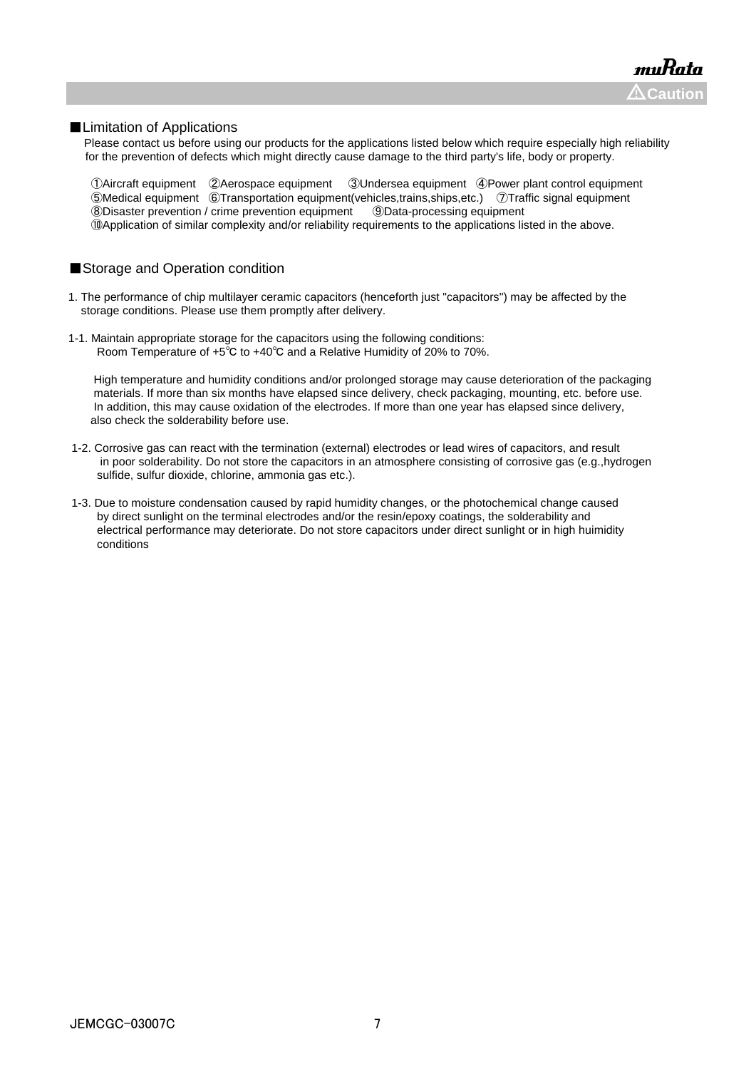⚠Caution

■Limitation of Applications

Please contact us before using our products for the applications listed below which require especially high reliability for the prevention of defects which might directly cause damage to the third party's life, body or property.

①Aircraft equipment ②Aerospace equipment ③Undersea equipment ④Power plant control equipment
⑤Medical equipment ⑥Transportation equipment(vehicles,trains,ships,etc.) ⑦Traffic signal equipment
⑧Disaster prevention / crime prevention equipment ⑨Data-processing equipment
⑩Application of similar complexity and/or reliability requirements to the applications listed in the above.

■Storage and Operation condition

1. The performance of chip multilayer ceramic capacitors (henceforth just "capacitors") may be affected by the storage conditions. Please use them promptly after delivery.

1-1. Maintain appropriate storage for the capacitors using the following conditions:
Room Temperature of +5℃ to +40℃ and a Relative Humidity of 20% to 70%.

High temperature and humidity conditions and/or prolonged storage may cause deterioration of the packaging materials. If more than six months have elapsed since delivery, check packaging, mounting, etc. before use. In addition, this may cause oxidation of the electrodes. If more than one year has elapsed since delivery, also check the solderability before use.

1-2. Corrosive gas can react with the termination (external) electrodes or lead wires of capacitors, and result in poor solderability. Do not store the capacitors in an atmosphere consisting of corrosive gas (e.g.,hydrogen sulfide, sulfur dioxide, chlorine, ammonia gas etc.).

1-3. Due to moisture condensation caused by rapid humidity changes, or the photochemical change caused by direct sunlight on the terminal electrodes and/or the resin/epoxy coatings, the solderability and electrical performance may deteriorate. Do not store capacitors under direct sunlight or in high huimidity conditions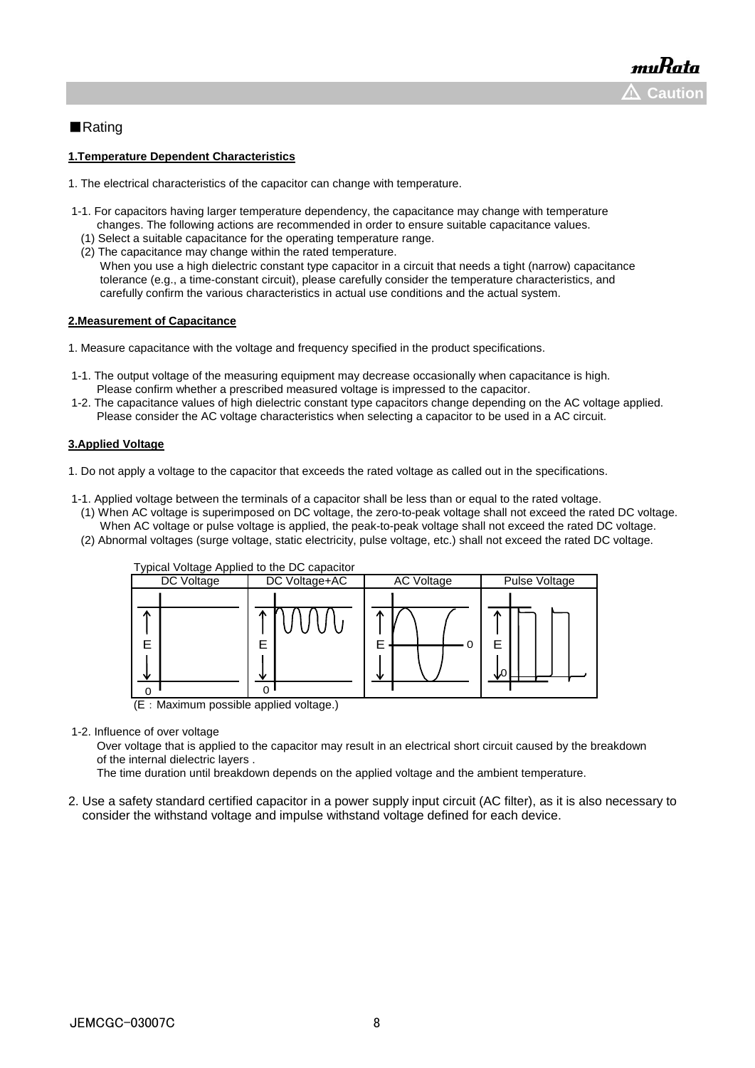■Rating

**1.Temperature Dependent Characteristics**

1. The electrical characteristics of the capacitor can change with temperature.

1-1. For capacitors having larger temperature dependency, the capacitance may change with temperature changes. The following actions are recommended in order to ensure suitable capacitance values.
  (1) Select a suitable capacitance for the operating temperature range.
  (2) The capacitance may change within the rated temperature.
  When you use a high dielectric constant type capacitor in a circuit that needs a tight (narrow) capacitance tolerance (e.g., a time-constant circuit), please carefully consider the temperature characteristics, and carefully confirm the various characteristics in actual use conditions and the actual system.

**2.Measurement of Capacitance**

1. Measure capacitance with the voltage and frequency specified in the product specifications.

1-1. The output voltage of the measuring equipment may decrease occasionally when capacitance is high. Please confirm whether a prescribed measured voltage is impressed to the capacitor.
1-2. The capacitance values of high dielectric constant type capacitors change depending on the AC voltage applied. Please consider the AC voltage characteristics when selecting a capacitor to be used in a AC circuit.

**3.Applied Voltage**

1. Do not apply a voltage to the capacitor that exceeds the rated voltage as called out in the specifications.

1-1. Applied voltage between the terminals of a capacitor shall be less than or equal to the rated voltage.
  (1) When AC voltage is superimposed on DC voltage, the zero-to-peak voltage shall not exceed the rated DC voltage. When AC voltage or pulse voltage is applied, the peak-to-peak voltage shall not exceed the rated DC voltage.
  (2) Abnormal voltages (surge voltage, static electricity, pulse voltage, etc.) shall not exceed the rated DC voltage.

Typical Voltage Applied to the DC capacitor

| DC Voltage | DC Voltage+AC | AC Voltage | Pulse Voltage |
|---|---|---|---|
| E, 0 | E, 0 | E, 0 | E, 0 |

(E：Maximum possible applied voltage.)

1-2. Influence of over voltage
  Over voltage that is applied to the capacitor may result in an electrical short circuit caused by the breakdown of the internal dielectric layers .
  The time duration until breakdown depends on the applied voltage and the ambient temperature.

2. Use a safety standard certified capacitor in a power supply input circuit (AC filter), as it is also necessary to consider the withstand voltage and impulse withstand voltage defined for each device.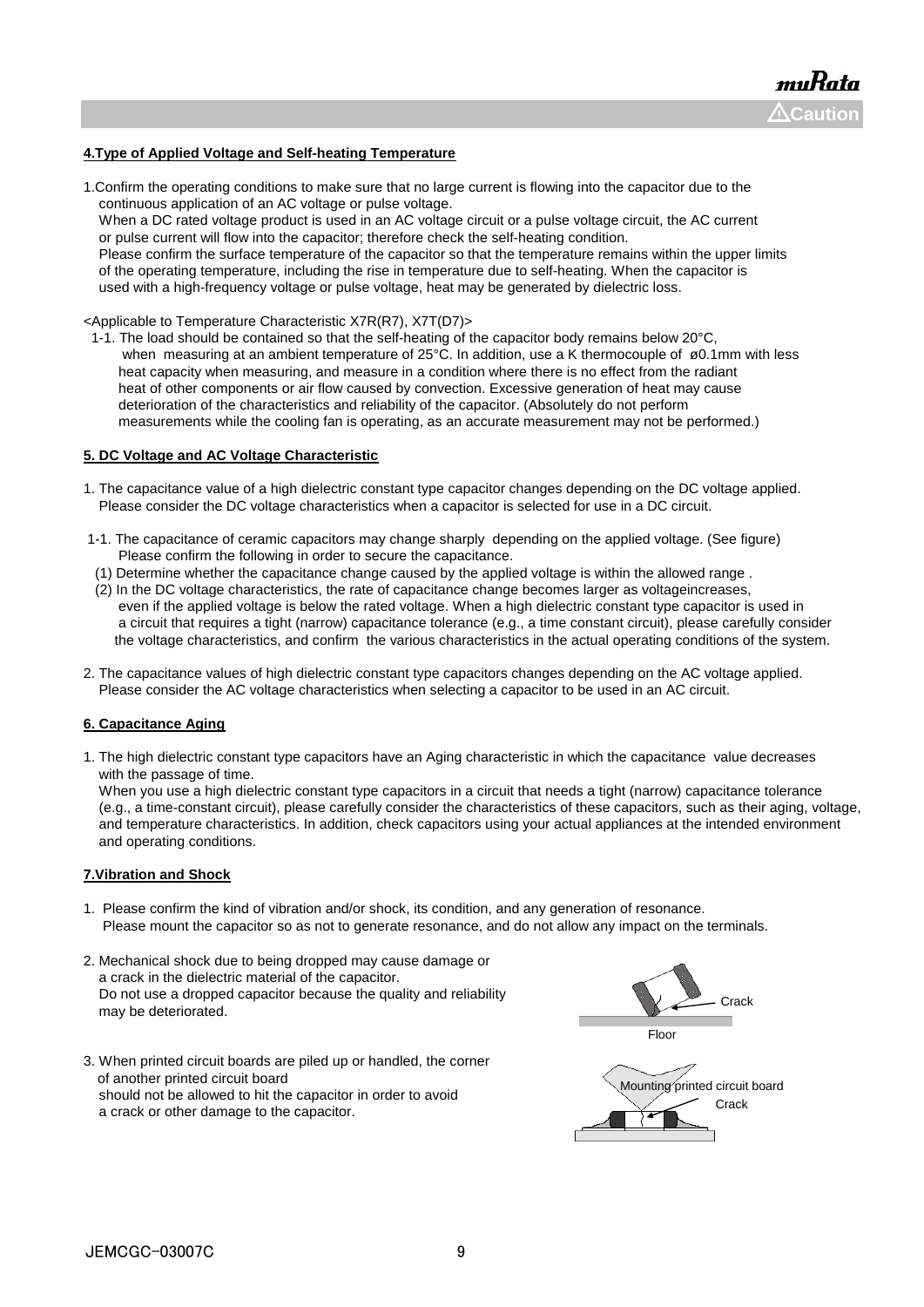⚠Caution

#### 4.Type of Applied Voltage and Self-heating Temperature

1.Confirm the operating conditions to make sure that no large current is flowing into the capacitor due to the continuous application of an AC voltage or pulse voltage.
When a DC rated voltage product is used in an AC voltage circuit or a pulse voltage circuit, the AC current or pulse current will flow into the capacitor; therefore check the self-heating condition.
Please confirm the surface temperature of the capacitor so that the temperature remains within the upper limits of the operating temperature, including the rise in temperature due to self-heating. When the capacitor is used with a high-frequency voltage or pulse voltage, heat may be generated by dielectric loss.

<Applicable to Temperature Characteristic X7R(R7), X7T(D7)>

1-1. The load should be contained so that the self-heating of the capacitor body remains below 20°C, when measuring at an ambient temperature of 25°C. In addition, use a K thermocouple of ø0.1mm with less heat capacity when measuring, and measure in a condition where there is no effect from the radiant heat of other components or air flow caused by convection. Excessive generation of heat may cause deterioration of the characteristics and reliability of the capacitor. (Absolutely do not perform measurements while the cooling fan is operating, as an accurate measurement may not be performed.)

#### 5. DC Voltage and AC Voltage Characteristic

1. The capacitance value of a high dielectric constant type capacitor changes depending on the DC voltage applied. Please consider the DC voltage characteristics when a capacitor is selected for use in a DC circuit.

1-1. The capacitance of ceramic capacitors may change sharply depending on the applied voltage. (See figure) Please confirm the following in order to secure the capacitance.
(1) Determine whether the capacitance change caused by the applied voltage is within the allowed range .
(2) In the DC voltage characteristics, the rate of capacitance change becomes larger as voltageincreases, even if the applied voltage is below the rated voltage. When a high dielectric constant type capacitor is used in a circuit that requires a tight (narrow) capacitance tolerance (e.g., a time constant circuit), please carefully consider the voltage characteristics, and confirm the various characteristics in the actual operating conditions of the system.

2. The capacitance values of high dielectric constant type capacitors changes depending on the AC voltage applied. Please consider the AC voltage characteristics when selecting a capacitor to be used in an AC circuit.

#### 6. Capacitance Aging

1. The high dielectric constant type capacitors have an Aging characteristic in which the capacitance value decreases with the passage of time.
When you use a high dielectric constant type capacitors in a circuit that needs a tight (narrow) capacitance tolerance (e.g., a time-constant circuit), please carefully consider the characteristics of these capacitors, such as their aging, voltage, and temperature characteristics. In addition, check capacitors using your actual appliances at the intended environment and operating conditions.

#### 7.Vibration and Shock

1. Please confirm the kind of vibration and/or shock, its condition, and any generation of resonance. Please mount the capacitor so as not to generate resonance, and do not allow any impact on the terminals.

2. Mechanical shock due to being dropped may cause damage or a crack in the dielectric material of the capacitor. Do not use a dropped capacitor because the quality and reliability may be deteriorated.

Crack

Floor

3. When printed circuit boards are piled up or handled, the corner of another printed circuit board should not be allowed to hit the capacitor in order to avoid a crack or other damage to the capacitor.

Mounting printed circuit board

Crack

JEMCGC-03007C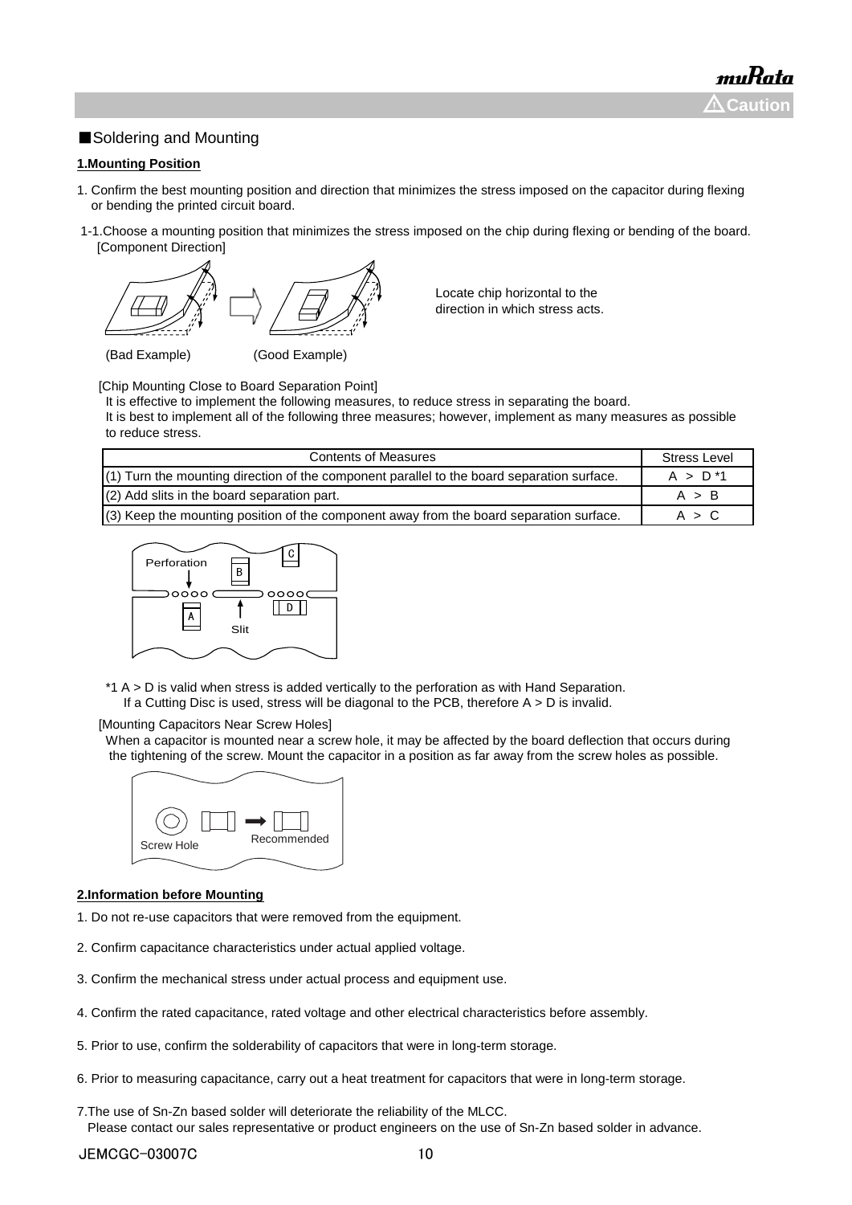■Soldering and Mounting

**1.Mounting Position**

1. Confirm the best mounting position and direction that minimizes the stress imposed on the capacitor during flexing or bending the printed circuit board.

1-1.Choose a mounting position that minimizes the stress imposed on the chip during flexing or bending of the board.
[Component Direction]

(Bad Example) (Good Example)

Locate chip horizontal to the direction in which stress acts.

[Chip Mounting Close to Board Separation Point]
It is effective to implement the following measures, to reduce stress in separating the board.
It is best to implement all of the following three measures; however, implement as many measures as possible to reduce stress.

| Contents of Measures | Stress Level |
|---|---|
| (1) Turn the mounting direction of the component parallel to the board separation surface. | A > D *1 |
| (2) Add slits in the board separation part. | A > B |
| (3) Keep the mounting position of the component away from the board separation surface. | A > C |

Perforation, Slit

*1 A > D is valid when stress is added vertically to the perforation as with Hand Separation.
If a Cutting Disc is used, stress will be diagonal to the PCB, therefore A > D is invalid.

[Mounting Capacitors Near Screw Holes]
When a capacitor is mounted near a screw hole, it may be affected by the board deflection that occurs during the tightening of the screw. Mount the capacitor in a position as far away from the screw holes as possible.

Screw Hole, Recommended

**2.Information before Mounting**

1. Do not re-use capacitors that were removed from the equipment.

2. Confirm capacitance characteristics under actual applied voltage.

3. Confirm the mechanical stress under actual process and equipment use.

4. Confirm the rated capacitance, rated voltage and other electrical characteristics before assembly.

5. Prior to use, confirm the solderability of capacitors that were in long-term storage.

6. Prior to measuring capacitance, carry out a heat treatment for capacitors that were in long-term storage.

7. The use of Sn-Zn based solder will deteriorate the reliability of the MLCC.
Please contact our sales representative or product engineers on the use of Sn-Zn based solder in advance.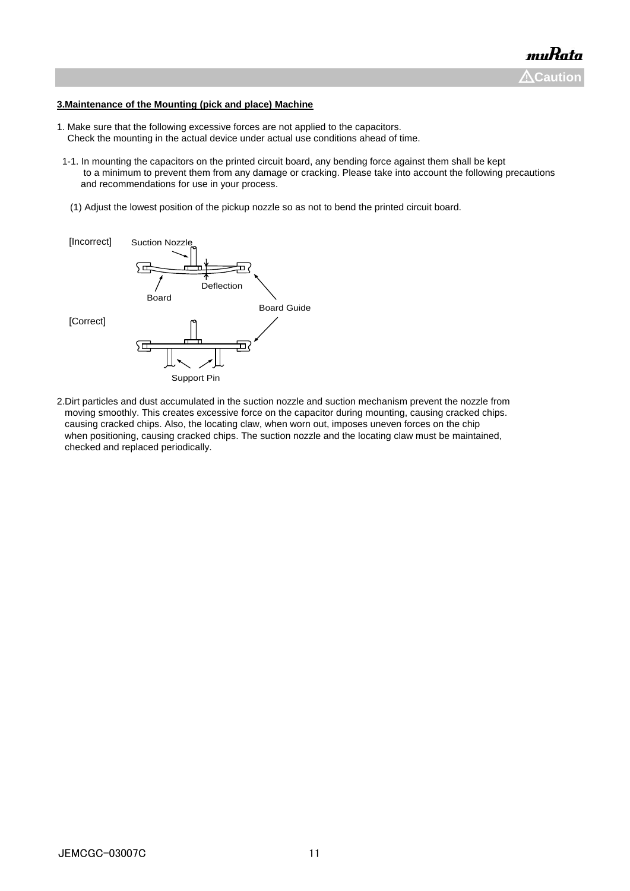**3.Maintenance of the Mounting (pick and place) Machine**

1. Make sure that the following excessive forces are not applied to the capacitors.
   Check the mounting in the actual device under actual use conditions ahead of time.

   1-1. In mounting the capacitors on the printed circuit board, any bending force against them shall be kept to a minimum to prevent them from any damage or cracking. Please take into account the following precautions and recommendations for use in your process.

   (1) Adjust the lowest position of the pickup nozzle so as not to bend the printed circuit board.

[Incorrect] Suction Nozzle, Deflection, Board, Board Guide

[Correct] Support Pin

2.Dirt particles and dust accumulated in the suction nozzle and suction mechanism prevent the nozzle from moving smoothly. This creates excessive force on the capacitor during mounting, causing cracked chips. causing cracked chips. Also, the locating claw, when worn out, imposes uneven forces on the chip when positioning, causing cracked chips. The suction nozzle and the locating claw must be maintained, checked and replaced periodically.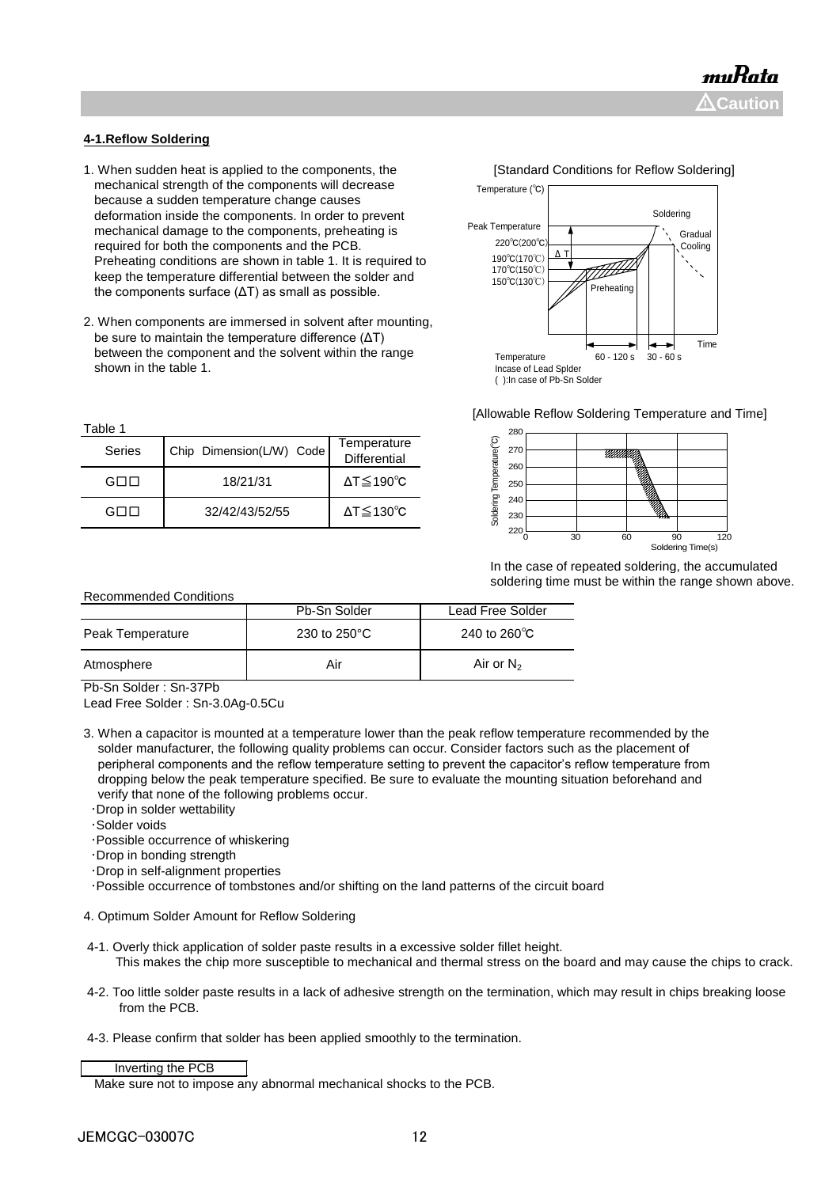## 4-1.Reflow Soldering

1. When sudden heat is applied to the components, the mechanical strength of the components will decrease because a sudden temperature change causes deformation inside the components. In order to prevent mechanical damage to the components, preheating is required for both the components and the PCB. Preheating conditions are shown in table 1. It is required to keep the temperature differential between the solder and the components surface (ΔT) as small as possible.

2. When components are immersed in solvent after mounting, be sure to maintain the temperature difference (ΔT) between the component and the solvent within the range shown in the table 1.

[Standard Conditions for Reflow Soldering]

Temperature (℃)
Peak Temperature
220℃(200℃)
190℃(170℃)
170℃(150℃)
150℃(130℃)
Soldering
Gradual Cooling
ΔT
Preheating
60 - 120 s　30 - 60 s
Time
Temperature Incase of Lead Splder
( ):In case of Pb-Sn Solder

Table 1

| Series | Chip Dimension(L/W) Code | Temperature Differential |
|---|---|---|
| G□□ | 18/21/31 | ΔT≦190℃ |
| G□□ | 32/42/43/52/55 | ΔT≦130℃ |

[Allowable Reflow Soldering Temperature and Time]

Soldering Temperature(℃): 220, 230, 240, 250, 260, 270, 280
Soldering Time(s): 0, 30, 60, 90, 120

In the case of repeated soldering, the accumulated soldering time must be within the range shown above.

Recommended Conditions

| | Pb-Sn Solder | Lead Free Solder |
|---|---|---|
| Peak Temperature | 230 to 250°C | 240 to 260℃ |
| Atmosphere | Air | Air or $N_2$ |

Pb-Sn Solder : Sn-37Pb
Lead Free Solder : Sn-3.0Ag-0.5Cu

3. When a capacitor is mounted at a temperature lower than the peak reflow temperature recommended by the solder manufacturer, the following quality problems can occur. Consider factors such as the placement of peripheral components and the reflow temperature setting to prevent the capacitor's reflow temperature from dropping below the peak temperature specified. Be sure to evaluate the mounting situation beforehand and verify that none of the following problems occur.
   - ・Drop in solder wettability
   - ・Solder voids
   - ・Possible occurrence of whiskering
   - ・Drop in bonding strength
   - ・Drop in self-alignment properties
   - ・Possible occurrence of tombstones and/or shifting on the land patterns of the circuit board

4. Optimum Solder Amount for Reflow Soldering

4-1. Overly thick application of solder paste results in a excessive solder fillet height.
This makes the chip more susceptible to mechanical and thermal stress on the board and may cause the chips to crack.

4-2. Too little solder paste results in a lack of adhesive strength on the termination, which may result in chips breaking loose from the PCB.

4-3. Please confirm that solder has been applied smoothly to the termination.

Inverting the PCB

Make sure not to impose any abnormal mechanical shocks to the PCB.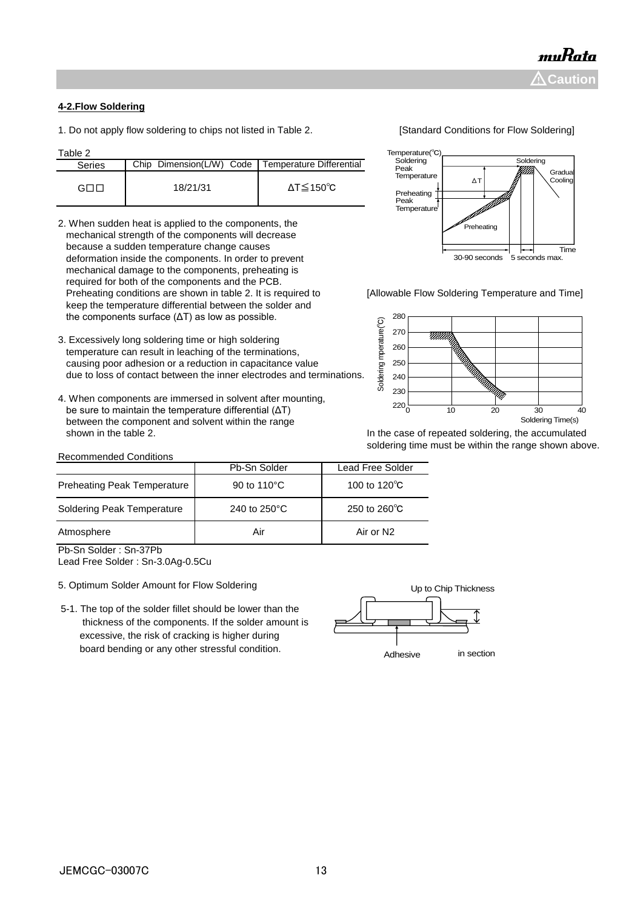**4-2.Flow Soldering**

1. Do not apply flow soldering to chips not listed in Table 2.

Table 2

| Series | Chip Dimension(L/W) Code | Temperature Differential |
|---|---|---|
| G□□ | 18/21/31 | ΔT≦150℃ |

2. When sudden heat is applied to the components, the mechanical strength of the components will decrease because a sudden temperature change causes deformation inside the components. In order to prevent mechanical damage to the components, preheating is required for both of the components and the PCB. Preheating conditions are shown in table 2. It is required to keep the temperature differential between the solder and the components surface (ΔT) as low as possible.

3. Excessively long soldering time or high soldering temperature can result in leaching of the terminations, causing poor adhesion or a reduction in capacitance value due to loss of contact between the inner electrodes and terminations.

4. When components are immersed in solvent after mounting, be sure to maintain the temperature differential (ΔT) between the component and solvent within the range shown in the table 2.

[Standard Conditions for Flow Soldering]

[Allowable Flow Soldering Temperature and Time]

In the case of repeated soldering, the accumulated soldering time must be within the range shown above.

Recommended Conditions

| | Pb-Sn Solder | Lead Free Solder |
|---|---|---|
| Preheating Peak Temperature | 90 to 110°C | 100 to 120℃ |
| Soldering Peak Temperature | 240 to 250°C | 250 to 260℃ |
| Atmosphere | Air | Air or N2 |

Pb-Sn Solder : Sn-37Pb
Lead Free Solder : Sn-3.0Ag-0.5Cu

5. Optimum Solder Amount for Flow Soldering

5-1. The top of the solder fillet should be lower than the thickness of the components. If the solder amount is excessive, the risk of cracking is higher during board bending or any other stressful condition.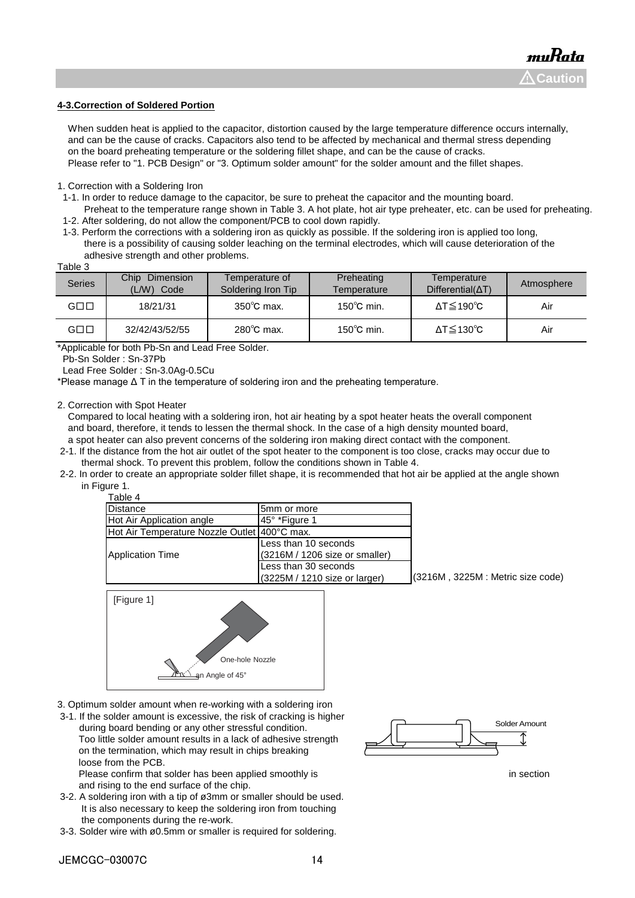**4-3.Correction of Soldered Portion**

When sudden heat is applied to the capacitor, distortion caused by the large temperature difference occurs internally, and can be the cause of cracks. Capacitors also tend to be affected by mechanical and thermal stress depending on the board preheating temperature or the soldering fillet shape, and can be the cause of cracks.
Please refer to "1. PCB Design" or "3. Optimum solder amount" for the solder amount and the fillet shapes.

1. Correction with a Soldering Iron
 1-1. In order to reduce damage to the capacitor, be sure to preheat the capacitor and the mounting board.
 Preheat to the temperature range shown in Table 3. A hot plate, hot air type preheater, etc. can be used for preheating.
 1-2. After soldering, do not allow the component/PCB to cool down rapidly.
 1-3. Perform the corrections with a soldering iron as quickly as possible. If the soldering iron is applied too long, there is a possibility of causing solder leaching on the terminal electrodes, which will cause deterioration of the adhesive strength and other problems.

Table 3

| Series | Chip Dimension (L/W) Code | Temperature of Soldering Iron Tip | Preheating Temperature | Temperature Differential(ΔT) | Atmosphere |
|---|---|---|---|---|---|
| G□□ | 18/21/31 | 350℃ max. | 150℃ min. | ΔT≦190℃ | Air |
| G□□ | 32/42/43/52/55 | 280℃ max. | 150℃ min. | ΔT≦130℃ | Air |

*Applicable for both Pb-Sn and Lead Free Solder.
 Pb-Sn Solder : Sn-37Pb
 Lead Free Solder : Sn-3.0Ag-0.5Cu
*Please manage Δ T in the temperature of soldering iron and the preheating temperature.

2. Correction with Spot Heater
Compared to local heating with a soldering iron, hot air heating by a spot heater heats the overall component and board, therefore, it tends to lessen the thermal shock. In the case of a high density mounted board, a spot heater can also prevent concerns of the soldering iron making direct contact with the component.
 2-1. If the distance from the hot air outlet of the spot heater to the component is too close, cracks may occur due to thermal shock. To prevent this problem, follow the conditions shown in Table 4.
 2-2. In order to create an appropriate solder fillet shape, it is recommended that hot air be applied at the angle shown in Figure 1.

Table 4

| Distance | 5mm or more |
|---|---|
| Hot Air Application angle | 45° *Figure 1 |
| Hot Air Temperature Nozzle Outlet | 400°C max. |
| Application Time | Less than 10 seconds (3216M / 1206 size or smaller) |
| | Less than 30 seconds (3225M / 1210 size or larger) |

(3216M , 3225M : Metric size code)

[Figure 1]

One-hole Nozzle

an Angle of 45°

3. Optimum solder amount when re-working with a soldering iron
 3-1. If the solder amount is excessive, the risk of cracking is higher during board bending or any other stressful condition.
 Too little solder amount results in a lack of adhesive strength on the termination, which may result in chips breaking loose from the PCB.
 Please confirm that solder has been applied smoothly is in section and rising to the end surface of the chip.

Solder Amount

 3-2. A soldering iron with a tip of ø3mm or smaller should be used.
 It is also necessary to keep the soldering iron from touching the components during the re-work.
 3-3. Solder wire with ø0.5mm or smaller is required for soldering.

JEMCGC-03007C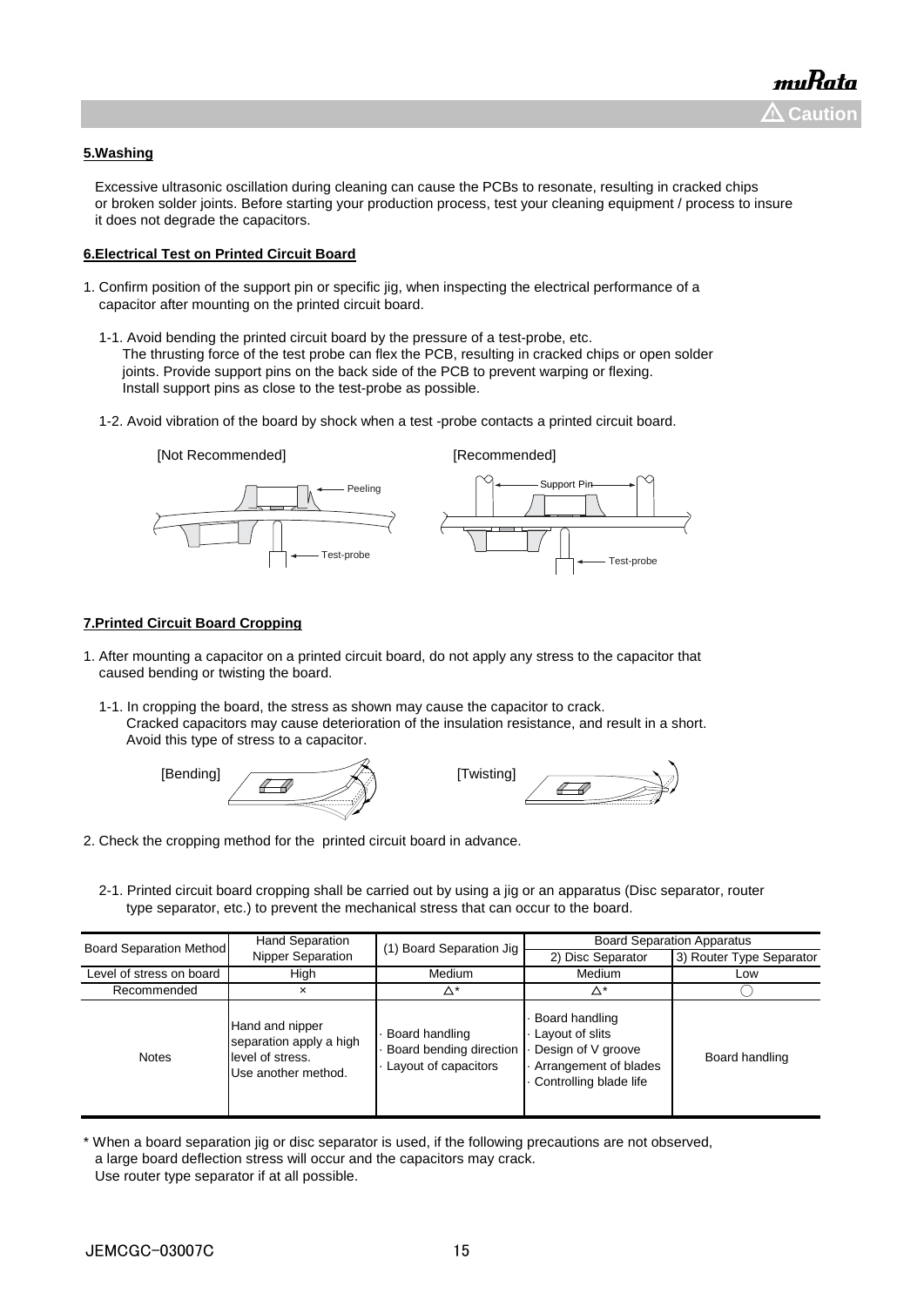## 5.Washing

Excessive ultrasonic oscillation during cleaning can cause the PCBs to resonate, resulting in cracked chips or broken solder joints. Before starting your production process, test your cleaning equipment / process to insure it does not degrade the capacitors.

## 6.Electrical Test on Printed Circuit Board

1. Confirm position of the support pin or specific jig, when inspecting the electrical performance of a capacitor after mounting on the printed circuit board.

   1-1. Avoid bending the printed circuit board by the pressure of a test-probe, etc.
   The thrusting force of the test probe can flex the PCB, resulting in cracked chips or open solder joints. Provide support pins on the back side of the PCB to prevent warping or flexing.
   Install support pins as close to the test-probe as possible.

   1-2. Avoid vibration of the board by shock when a test -probe contacts a printed circuit board.

[Not Recommended] Peeling, Test-probe

[Recommended] Support Pin, Test-probe

## 7.Printed Circuit Board Cropping

1. After mounting a capacitor on a printed circuit board, do not apply any stress to the capacitor that caused bending or twisting the board.

   1-1. In cropping the board, the stress as shown may cause the capacitor to crack.
   Cracked capacitors may cause deterioration of the insulation resistance, and result in a short.
   Avoid this type of stress to a capacitor.

[Bending] [Twisting]

2. Check the cropping method for the printed circuit board in advance.

   2-1. Printed circuit board cropping shall be carried out by using a jig or an apparatus (Disc separator, router type separator, etc.) to prevent the mechanical stress that can occur to the board.

| Board Separation Method | Hand Separation Nipper Separation | (1) Board Separation Jig | Board Separation Apparatus | |
|---|---|---|---|---|
| | | | 2) Disc Separator | 3) Router Type Separator |
| Level of stress on board | High | Medium | Medium | Low |
| Recommended | × | △* | △* | ○ |
| Notes | Hand and nipper separation apply a high level of stress. Use another method. | · Board handling<br>· Board bending direction<br>· Layout of capacitors | · Board handling<br>· Layout of slits<br>· Design of V groove<br>· Arrangement of blades<br>· Controlling blade life | Board handling |

\* When a board separation jig or disc separator is used, if the following precautions are not observed, a large board deflection stress will occur and the capacitors may crack.
Use router type separator if at all possible.

JEMCGC-03007C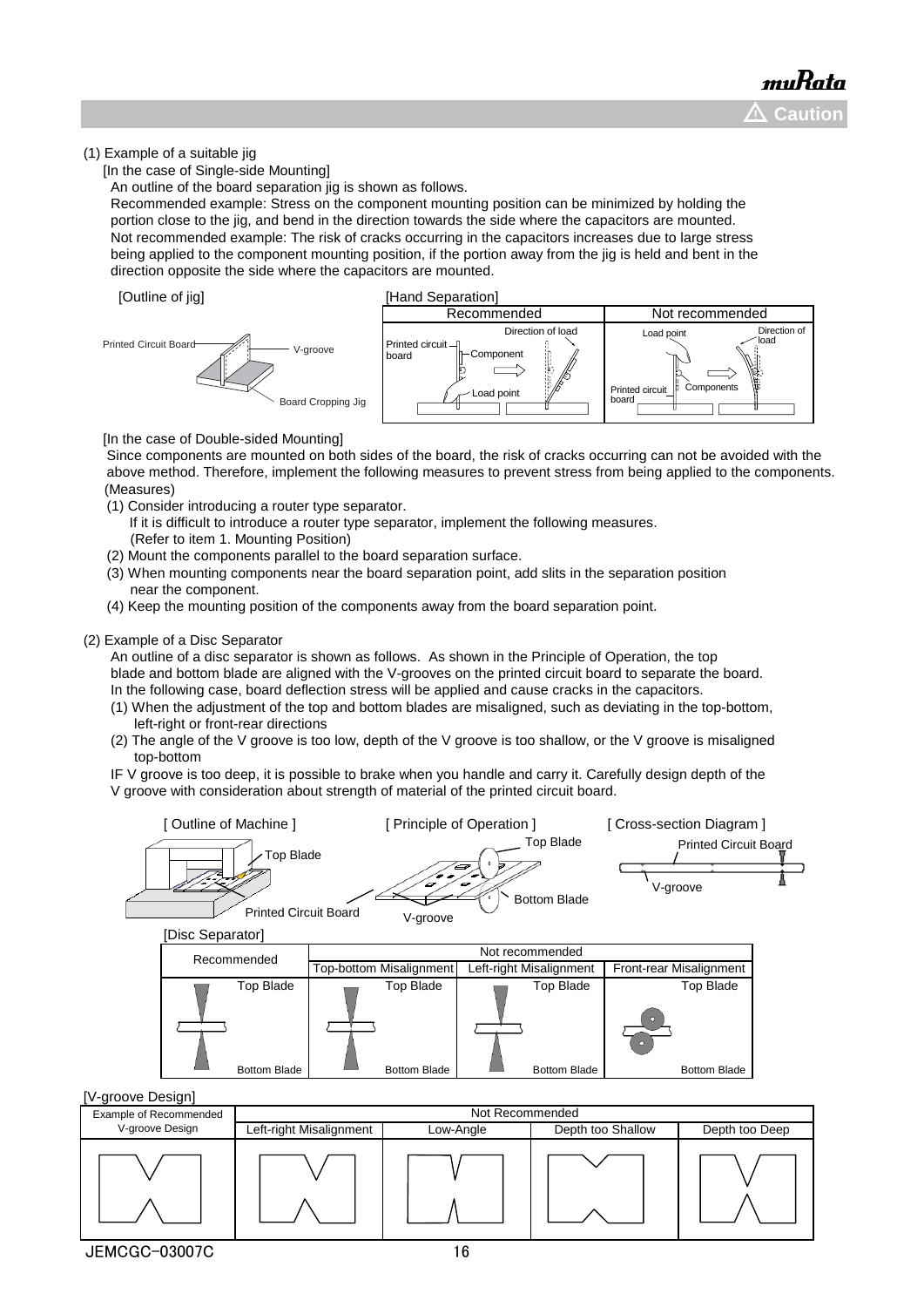(1) Example of a suitable jig

[In the case of Single-side Mounting]

An outline of the board separation jig is shown as follows.
Recommended example: Stress on the component mounting position can be minimized by holding the portion close to the jig, and bend in the direction towards the side where the capacitors are mounted.
Not recommended example: The risk of cracks occurring in the capacitors increases due to large stress being applied to the component mounting position, if the portion away from the jig is held and bent in the direction opposite the side where the capacitors are mounted.

[Outline of jig]

Printed Circuit Board / V-groove / Board Cropping Jig

[Hand Separation]

| Recommended | Not recommended |
|---|---|
| Printed circuit board, Component, Load point, Direction of load | Load point, Direction of load, Printed circuit board, Components |

[In the case of Double-sided Mounting]

Since components are mounted on both sides of the board, the risk of cracks occurring can not be avoided with the above method. Therefore, implement the following measures to prevent stress from being applied to the components.
(Measures)

(1) Consider introducing a router type separator.
If it is difficult to introduce a router type separator, implement the following measures.
(Refer to item 1. Mounting Position)
(2) Mount the components parallel to the board separation surface.
(3) When mounting components near the board separation point, add slits in the separation position near the component.
(4) Keep the mounting position of the components away from the board separation point.

(2) Example of a Disc Separator

An outline of a disc separator is shown as follows. As shown in the Principle of Operation, the top blade and bottom blade are aligned with the V-grooves on the printed circuit board to separate the board.
In the following case, board deflection stress will be applied and cause cracks in the capacitors.

(1) When the adjustment of the top and bottom blades are misaligned, such as deviating in the top-bottom, left-right or front-rear directions
(2) The angle of the V groove is too low, depth of the V groove is too shallow, or the V groove is misaligned top-bottom

IF V groove is too deep, it is possible to brake when you handle and carry it. Carefully design depth of the V groove with consideration about strength of material of the printed circuit board.

[ Outline of Machine ] — Top Blade, Printed Circuit Board

[ Principle of Operation ] — Top Blade, Bottom Blade, V-groove

[ Cross-section Diagram ] — Printed Circuit Board, V-groove

[Disc Separator]

| Recommended | Not recommended | | |
|---|---|---|---|
| | Top-bottom Misalignment | Left-right Misalignment | Front-rear Misalignment |
| Top Blade / Bottom Blade | Top Blade / Bottom Blade | Top Blade / Bottom Blade | Top Blade / Bottom Blade |

[V-groove Design]

| Example of Recommended V-groove Design | Not Recommended | | | |
|---|---|---|---|---|
| | Left-right Misalignment | Low-Angle | Depth too Shallow | Depth too Deep |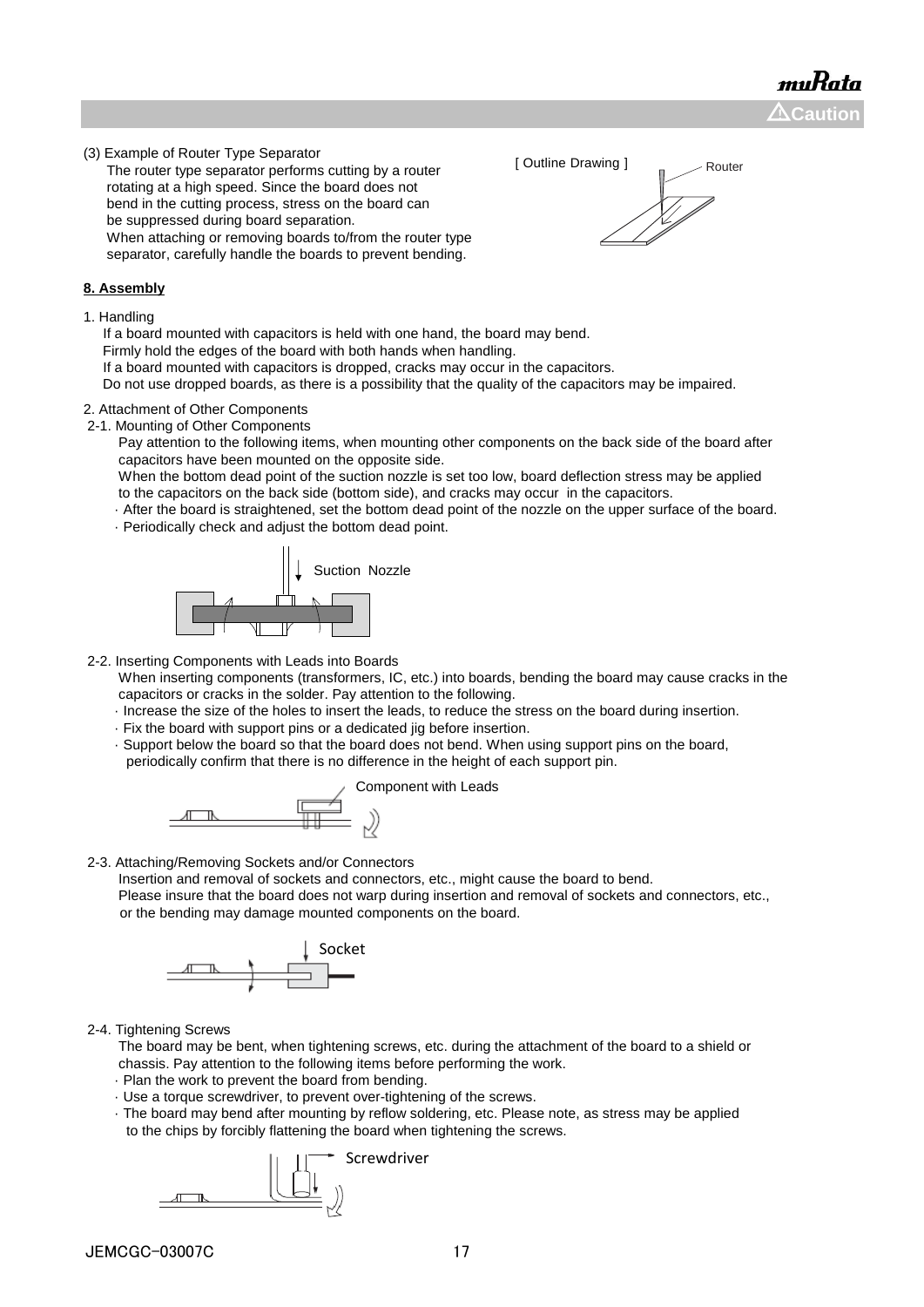(3) Example of Router Type Separator

The router type separator performs cutting by a router rotating at a high speed. Since the board does not bend in the cutting process, stress on the board can be suppressed during board separation.

When attaching or removing boards to/from the router type separator, carefully handle the boards to prevent bending.

[ Outline Drawing ]

Router

**8. Assembly**

1. Handling

If a board mounted with capacitors is held with one hand, the board may bend.
Firmly hold the edges of the board with both hands when handling.
If a board mounted with capacitors is dropped, cracks may occur in the capacitors.
Do not use dropped boards, as there is a possibility that the quality of the capacitors may be impaired.

2. Attachment of Other Components

2-1. Mounting of Other Components

Pay attention to the following items, when mounting other components on the back side of the board after capacitors have been mounted on the opposite side.
When the bottom dead point of the suction nozzle is set too low, board deflection stress may be applied to the capacitors on the back side (bottom side), and cracks may occur in the capacitors.

- After the board is straightened, set the bottom dead point of the nozzle on the upper surface of the board.
- Periodically check and adjust the bottom dead point.

Suction Nozzle

2-2. Inserting Components with Leads into Boards

When inserting components (transformers, IC, etc.) into boards, bending the board may cause cracks in the capacitors or cracks in the solder. Pay attention to the following.

- Increase the size of the holes to insert the leads, to reduce the stress on the board during insertion.
- Fix the board with support pins or a dedicated jig before insertion.
- Support below the board so that the board does not bend. When using support pins on the board, periodically confirm that there is no difference in the height of each support pin.

Component with Leads

2-3. Attaching/Removing Sockets and/or Connectors

Insertion and removal of sockets and connectors, etc., might cause the board to bend.
Please insure that the board does not warp during insertion and removal of sockets and connectors, etc., or the bending may damage mounted components on the board.

Socket

2-4. Tightening Screws

The board may be bent, when tightening screws, etc. during the attachment of the board to a shield or chassis. Pay attention to the following items before performing the work.

- Plan the work to prevent the board from bending.
- Use a torque screwdriver, to prevent over-tightening of the screws.
- The board may bend after mounting by reflow soldering, etc. Please note, as stress may be applied to the chips by forcibly flattening the board when tightening the screws.

Screwdriver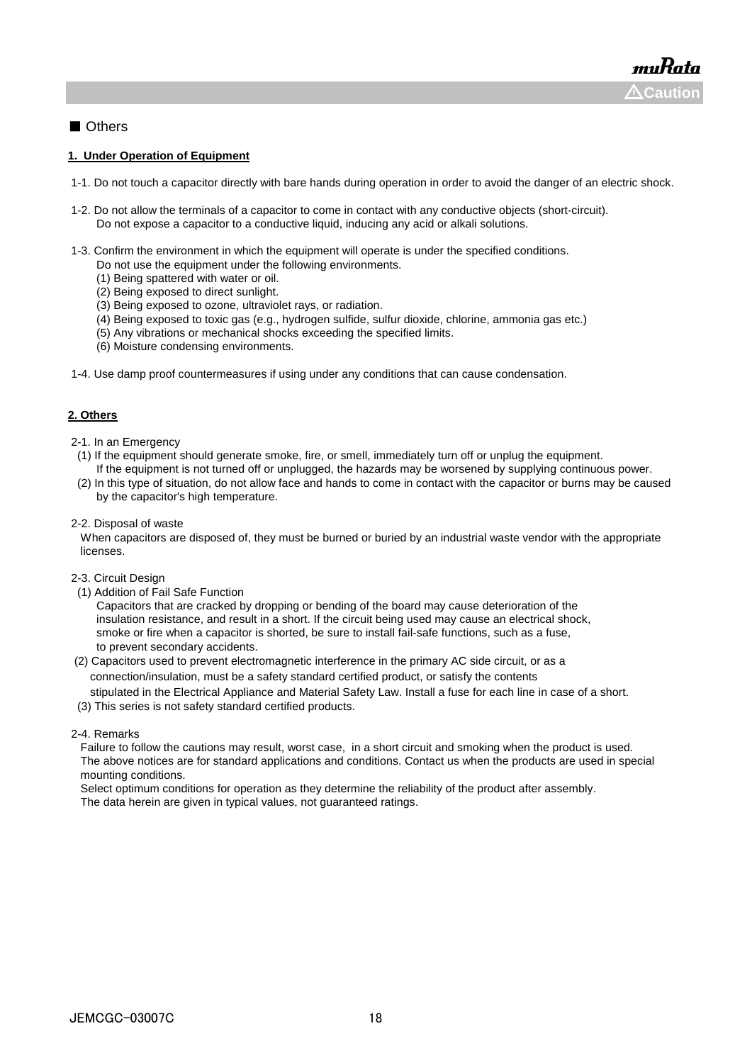## ■ Others

**1. Under Operation of Equipment**

1-1. Do not touch a capacitor directly with bare hands during operation in order to avoid the danger of an electric shock.

1-2. Do not allow the terminals of a capacitor to come in contact with any conductive objects (short-circuit).
Do not expose a capacitor to a conductive liquid, inducing any acid or alkali solutions.

1-3. Confirm the environment in which the equipment will operate is under the specified conditions.
Do not use the equipment under the following environments.
(1) Being spattered with water or oil.
(2) Being exposed to direct sunlight.
(3) Being exposed to ozone, ultraviolet rays, or radiation.
(4) Being exposed to toxic gas (e.g., hydrogen sulfide, sulfur dioxide, chlorine, ammonia gas etc.)
(5) Any vibrations or mechanical shocks exceeding the specified limits.
(6) Moisture condensing environments.

1-4. Use damp proof countermeasures if using under any conditions that can cause condensation.

**2. Others**

2-1. In an Emergency
(1) If the equipment should generate smoke, fire, or smell, immediately turn off or unplug the equipment.
If the equipment is not turned off or unplugged, the hazards may be worsened by supplying continuous power.
(2) In this type of situation, do not allow face and hands to come in contact with the capacitor or burns may be caused by the capacitor's high temperature.

2-2. Disposal of waste
When capacitors are disposed of, they must be burned or buried by an industrial waste vendor with the appropriate licenses.

2-3. Circuit Design
(1) Addition of Fail Safe Function
Capacitors that are cracked by dropping or bending of the board may cause deterioration of the insulation resistance, and result in a short. If the circuit being used may cause an electrical shock, smoke or fire when a capacitor is shorted, be sure to install fail-safe functions, such as a fuse, to prevent secondary accidents.
(2) Capacitors used to prevent electromagnetic interference in the primary AC side circuit, or as a connection/insulation, must be a safety standard certified product, or satisfy the contents stipulated in the Electrical Appliance and Material Safety Law. Install a fuse for each line in case of a short.
(3) This series is not safety standard certified products.

2-4. Remarks
Failure to follow the cautions may result, worst case, in a short circuit and smoking when the product is used.
The above notices are for standard applications and conditions. Contact us when the products are used in special mounting conditions.
Select optimum conditions for operation as they determine the reliability of the product after assembly.
The data herein are given in typical values, not guaranteed ratings.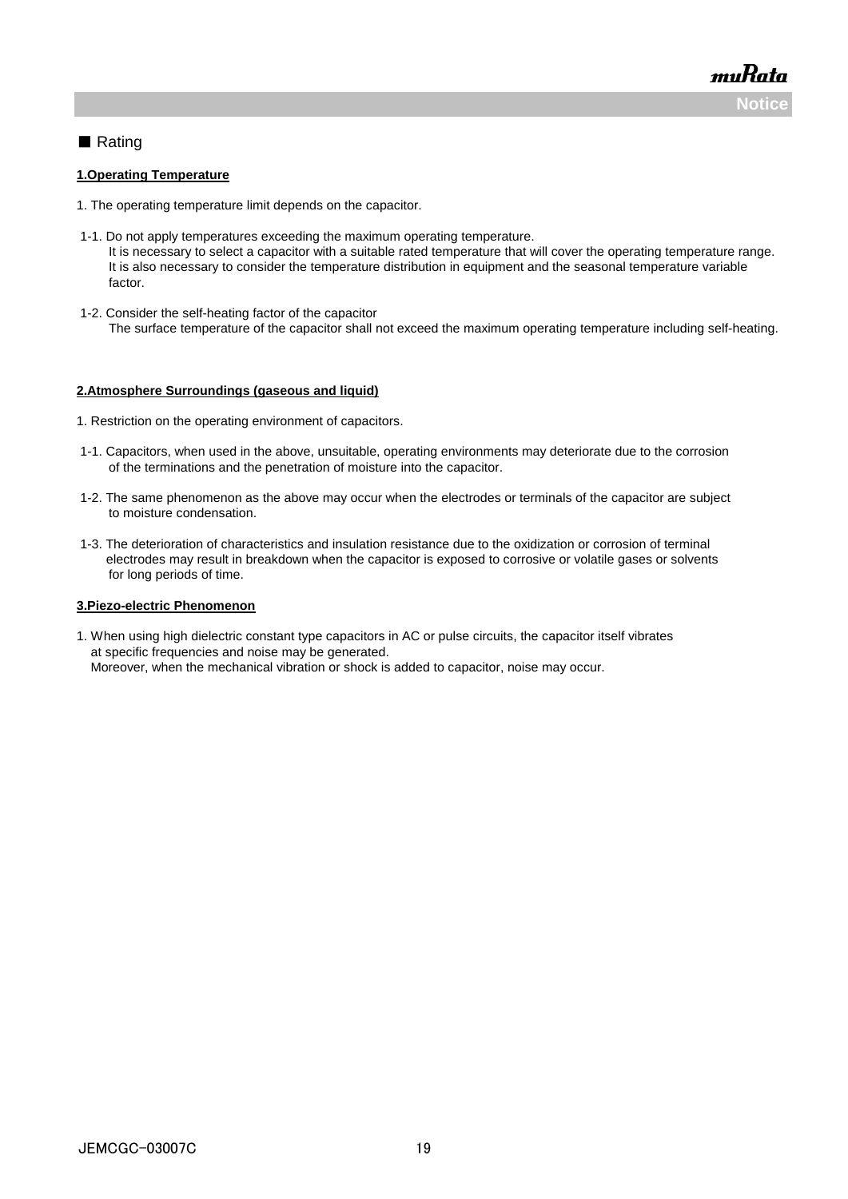## ■ Rating

**1.Operating Temperature**

1. The operating temperature limit depends on the capacitor.

1-1. Do not apply temperatures exceeding the maximum operating temperature.
It is necessary to select a capacitor with a suitable rated temperature that will cover the operating temperature range.
It is also necessary to consider the temperature distribution in equipment and the seasonal temperature variable factor.

1-2. Consider the self-heating factor of the capacitor
The surface temperature of the capacitor shall not exceed the maximum operating temperature including self-heating.

**2.Atmosphere Surroundings (gaseous and liquid)**

1. Restriction on the operating environment of capacitors.

1-1. Capacitors, when used in the above, unsuitable, operating environments may deteriorate due to the corrosion of the terminations and the penetration of moisture into the capacitor.

1-2. The same phenomenon as the above may occur when the electrodes or terminals of the capacitor are subject to moisture condensation.

1-3. The deterioration of characteristics and insulation resistance due to the oxidization or corrosion of terminal electrodes may result in breakdown when the capacitor is exposed to corrosive or volatile gases or solvents for long periods of time.

**3.Piezo-electric Phenomenon**

1. When using high dielectric constant type capacitors in AC or pulse circuits, the capacitor itself vibrates at specific frequencies and noise may be generated.
Moreover, when the mechanical vibration or shock is added to capacitor, noise may occur.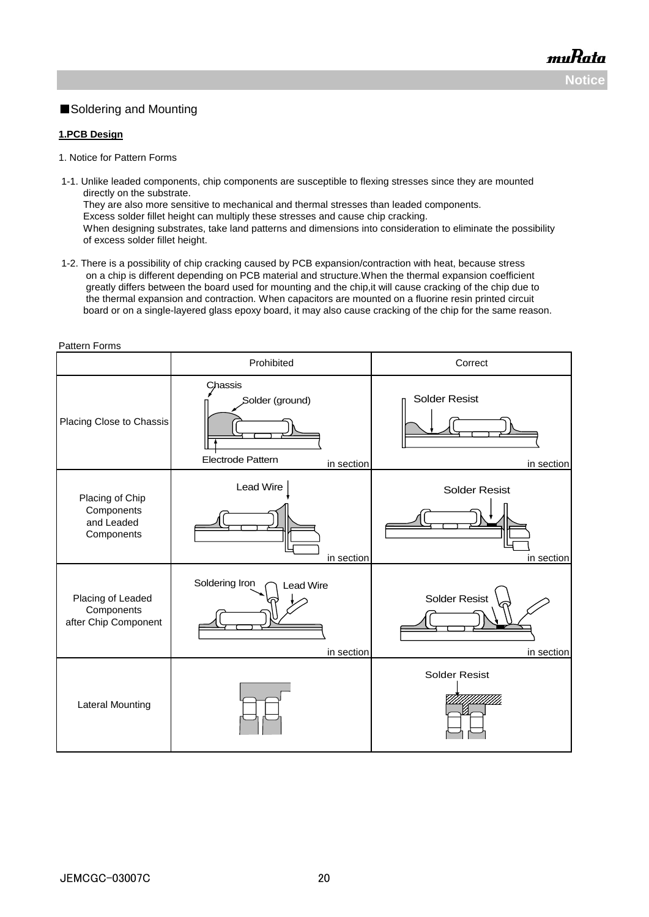■Soldering and Mounting

**1.PCB Design**

1. Notice for Pattern Forms

1-1. Unlike leaded components, chip components are susceptible to flexing stresses since they are mounted directly on the substrate.
They are also more sensitive to mechanical and thermal stresses than leaded components.
Excess solder fillet height can multiply these stresses and cause chip cracking.
When designing substrates, take land patterns and dimensions into consideration to eliminate the possibility of excess solder fillet height.

1-2. There is a possibility of chip cracking caused by PCB expansion/contraction with heat, because stress on a chip is different depending on PCB material and structure.When the thermal expansion coefficient greatly differs between the board used for mounting and the chip,it will cause cracking of the chip due to the thermal expansion and contraction. When capacitors are mounted on a fluorine resin printed circuit board or on a single-layered glass epoxy board, it may also cause cracking of the chip for the same reason.

Pattern Forms

| | Prohibited | Correct |
|---|---|---|
| Placing Close to Chassis | Chassis, Solder (ground), Electrode Pattern — in section | Solder Resist — in section |
| Placing of Chip Components and Leaded Components | Lead Wire — in section | Solder Resist — in section |
| Placing of Leaded Components after Chip Component | Soldering Iron, Lead Wire — in section | Solder Resist — in section |
| Lateral Mounting | | Solder Resist |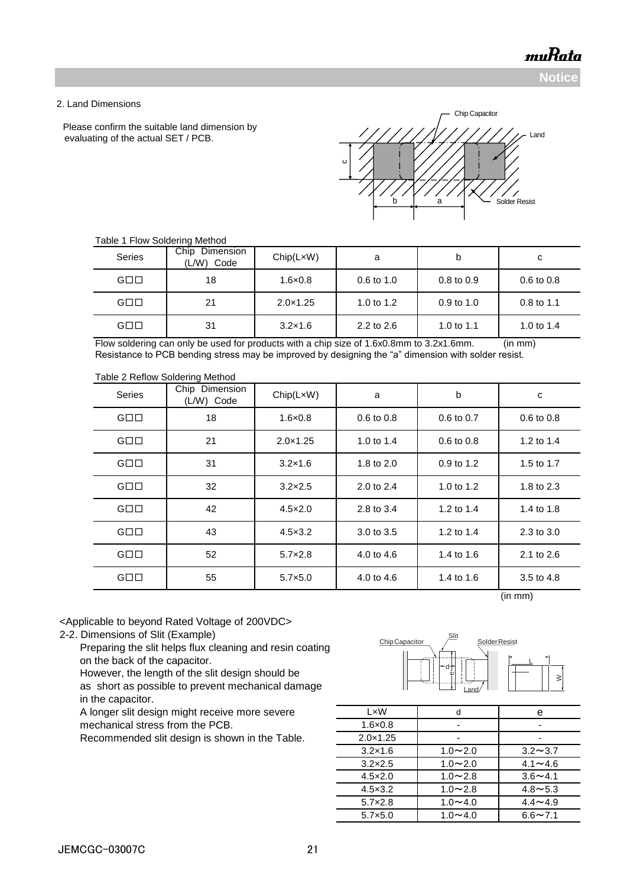## 2. Land Dimensions

Please confirm the suitable land dimension by evaluating of the actual SET / PCB.

Table 1 Flow Soldering Method

| Series | Chip Dimension (L/W) Code | Chip(L×W) | a | b | c |
|---|---|---|---|---|---|
| G□□ | 18 | 1.6×0.8 | 0.6 to 1.0 | 0.8 to 0.9 | 0.6 to 0.8 |
| G□□ | 21 | 2.0×1.25 | 1.0 to 1.2 | 0.9 to 1.0 | 0.8 to 1.1 |
| G□□ | 31 | 3.2×1.6 | 2.2 to 2.6 | 1.0 to 1.1 | 1.0 to 1.4 |

Flow soldering can only be used for products with a chip size of 1.6x0.8mm to 3.2x1.6mm. (in mm)
Resistance to PCB bending stress may be improved by designing the “a” dimension with solder resist.

Table 2 Reflow Soldering Method

| Series | Chip Dimension (L/W) Code | Chip(L×W) | a | b | c |
|---|---|---|---|---|---|
| G□□ | 18 | 1.6×0.8 | 0.6 to 0.8 | 0.6 to 0.7 | 0.6 to 0.8 |
| G□□ | 21 | 2.0×1.25 | 1.0 to 1.4 | 0.6 to 0.8 | 1.2 to 1.4 |
| G□□ | 31 | 3.2×1.6 | 1.8 to 2.0 | 0.9 to 1.2 | 1.5 to 1.7 |
| G□□ | 32 | 3.2×2.5 | 2.0 to 2.4 | 1.0 to 1.2 | 1.8 to 2.3 |
| G□□ | 42 | 4.5×2.0 | 2.8 to 3.4 | 1.2 to 1.4 | 1.4 to 1.8 |
| G□□ | 43 | 4.5×3.2 | 3.0 to 3.5 | 1.2 to 1.4 | 2.3 to 3.0 |
| G□□ | 52 | 5.7×2.8 | 4.0 to 4.6 | 1.4 to 1.6 | 2.1 to 2.6 |
| G□□ | 55 | 5.7×5.0 | 4.0 to 4.6 | 1.4 to 1.6 | 3.5 to 4.8 |

(in mm)

<Applicable to beyond Rated Voltage of 200VDC>

### 2-2. Dimensions of Slit (Example)

Preparing the slit helps flux cleaning and resin coating on the back of the capacitor.
However, the length of the slit design should be as short as possible to prevent mechanical damage in the capacitor.
A longer slit design might receive more severe mechanical stress from the PCB.
Recommended slit design is shown in the Table.

| L×W | d | e |
|---|---|---|
| 1.6×0.8 | - | - |
| 2.0×1.25 | - | - |
| 3.2×1.6 | 1.0～2.0 | 3.2～3.7 |
| 3.2×2.5 | 1.0～2.0 | 4.1～4.6 |
| 4.5×2.0 | 1.0～2.8 | 3.6～4.1 |
| 4.5×3.2 | 1.0～2.8 | 4.8～5.3 |
| 5.7×2.8 | 1.0～4.0 | 4.4～4.9 |
| 5.7×5.0 | 1.0～4.0 | 6.6～7.1 |

JEMCGC-03007C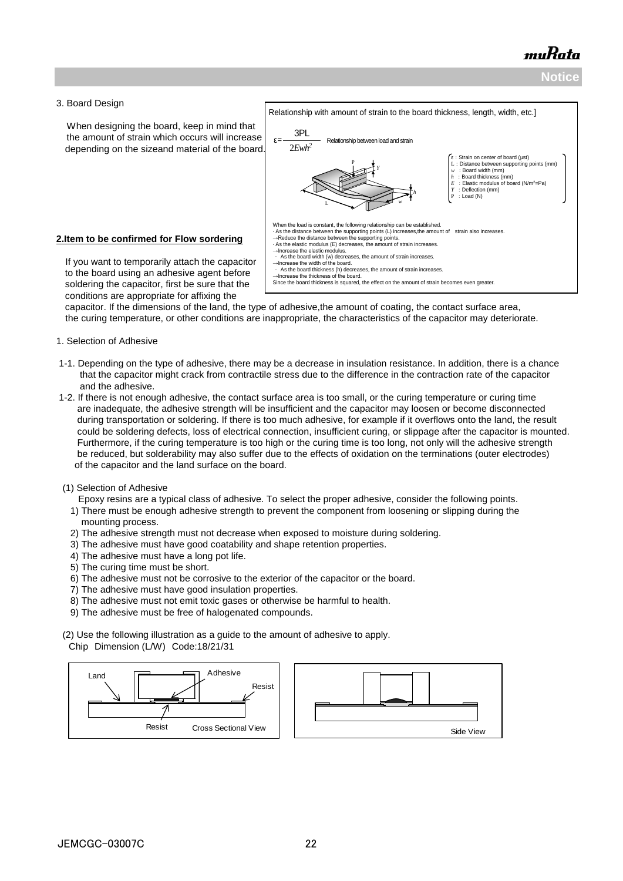3. Board Design

When designing the board, keep in mind that the amount of strain which occurs will increase depending on the sizeand material of the board.

Relationship with amount of strain to the board thickness, length, width, etc.]

$$\varepsilon = \frac{3PL}{2Ewh^2}$$

Relationship between load and strain

- ε : Strain on center of board (μst)
- L : Distance between supporting points (mm)
- w : Board width (mm)
- h : Board thickness (mm)
- E : Elastic modulus of board (N/m²=Pa)
- Y : Deflection (mm)
- P : Load (N)

When the load is constant, the following relationship can be established.
- As the distance between the supporting points (L) increases,the amount of strain also increases.
→Reduce the distance between the supporting points.
- As the elastic modulus (E) decreases, the amount of strain increases.
→Increase the elastic modulus.
- As the board width (w) decreases, the amount of strain increases.
→Increase the width of the board.
- As the board thickness (h) decreases, the amount of strain increases.
→Increase the thickness of the board.

Since the board thickness is squared, the effect on the amount of strain becomes even greater.

**2.Item to be confirmed for Flow sordering**

If you want to temporarily attach the capacitor to the board using an adhesive agent before soldering the capacitor, first be sure that the conditions are appropriate for affixing the capacitor. If the dimensions of the land, the type of adhesive,the amount of coating, the contact surface area, the curing temperature, or other conditions are inappropriate, the characteristics of the capacitor may deteriorate.

1. Selection of Adhesive

1-1. Depending on the type of adhesive, there may be a decrease in insulation resistance. In addition, there is a chance that the capacitor might crack from contractile stress due to the difference in the contraction rate of the capacitor and the adhesive.

1-2. If there is not enough adhesive, the contact surface area is too small, or the curing temperature or curing time are inadequate, the adhesive strength will be insufficient and the capacitor may loosen or become disconnected during transportation or soldering. If there is too much adhesive, for example if it overflows onto the land, the result could be soldering defects, loss of electrical connection, insufficient curing, or slippage after the capacitor is mounted. Furthermore, if the curing temperature is too high or the curing time is too long, not only will the adhesive strength be reduced, but solderability may also suffer due to the effects of oxidation on the terminations (outer electrodes) of the capacitor and the land surface on the board.

(1) Selection of Adhesive

Epoxy resins are a typical class of adhesive. To select the proper adhesive, consider the following points.

1) There must be enough adhesive strength to prevent the component from loosening or slipping during the mounting process.
2) The adhesive strength must not decrease when exposed to moisture during soldering.
3) The adhesive must have good coatability and shape retention properties.
4) The adhesive must have a long pot life.
5) The curing time must be short.
6) The adhesive must not be corrosive to the exterior of the capacitor or the board.
7) The adhesive must have good insulation properties.
8) The adhesive must not emit toxic gases or otherwise be harmful to health.
9) The adhesive must be free of halogenated compounds.

(2) Use the following illustration as a guide to the amount of adhesive to apply.

Chip Dimension (L/W) Code:18/21/31

Land, Adhesive, Resist, Resist — Cross Sectional View

Side View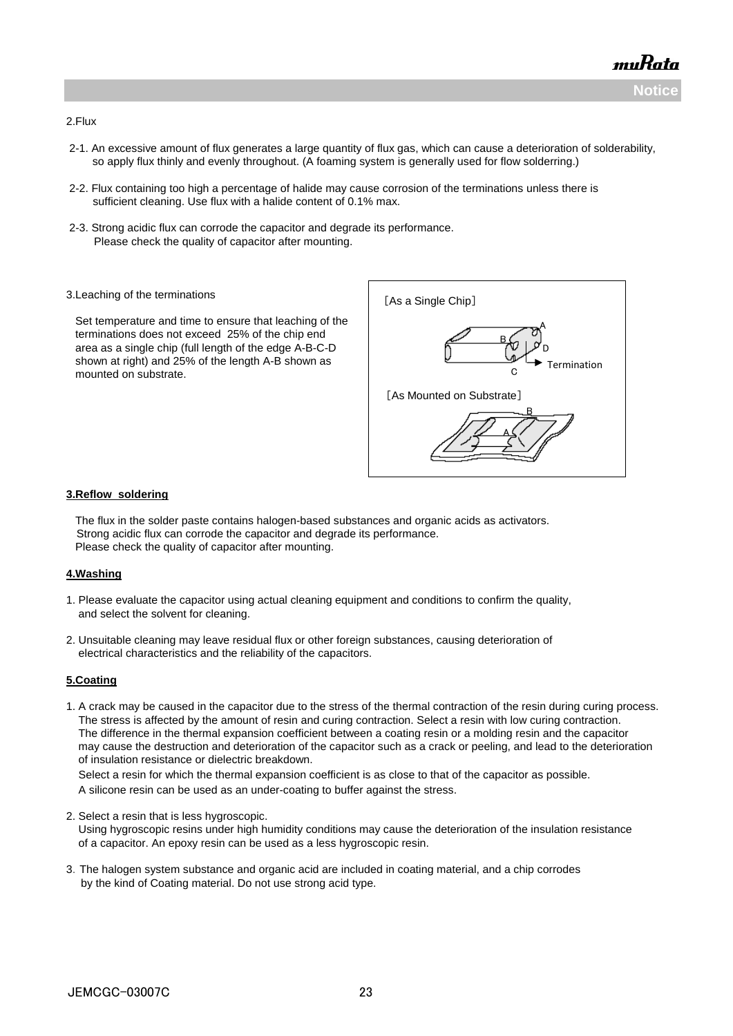2.Flux

2-1. An excessive amount of flux generates a large quantity of flux gas, which can cause a deterioration of solderability, so apply flux thinly and evenly throughout. (A foaming system is generally used for flow solderring.)

2-2. Flux containing too high a percentage of halide may cause corrosion of the terminations unless there is sufficient cleaning. Use flux with a halide content of 0.1% max.

2-3. Strong acidic flux can corrode the capacitor and degrade its performance. Please check the quality of capacitor after mounting.

3.Leaching of the terminations

Set temperature and time to ensure that leaching of the terminations does not exceed 25% of the chip end area as a single chip (full length of the edge A-B-C-D shown at right) and 25% of the length A-B shown as mounted on substrate.

［As a Single Chip］

A B C D Termination

［As Mounted on Substrate］

B A

**3.Reflow soldering**

The flux in the solder paste contains halogen-based substances and organic acids as activators. Strong acidic flux can corrode the capacitor and degrade its performance. Please check the quality of capacitor after mounting.

**4.Washing**

1. Please evaluate the capacitor using actual cleaning equipment and conditions to confirm the quality, and select the solvent for cleaning.

2. Unsuitable cleaning may leave residual flux or other foreign substances, causing deterioration of electrical characteristics and the reliability of the capacitors.

**5.Coating**

1. A crack may be caused in the capacitor due to the stress of the thermal contraction of the resin during curing process. The stress is affected by the amount of resin and curing contraction. Select a resin with low curing contraction. The difference in the thermal expansion coefficient between a coating resin or a molding resin and the capacitor may cause the destruction and deterioration of the capacitor such as a crack or peeling, and lead to the deterioration of insulation resistance or dielectric breakdown.
   Select a resin for which the thermal expansion coefficient is as close to that of the capacitor as possible.
   A silicone resin can be used as an under-coating to buffer against the stress.

2. Select a resin that is less hygroscopic.
   Using hygroscopic resins under high humidity conditions may cause the deterioration of the insulation resistance of a capacitor. An epoxy resin can be used as a less hygroscopic resin.

3. The halogen system substance and organic acid are included in coating material, and a chip corrodes by the kind of Coating material. Do not use strong acid type.

JEMCGC-03007C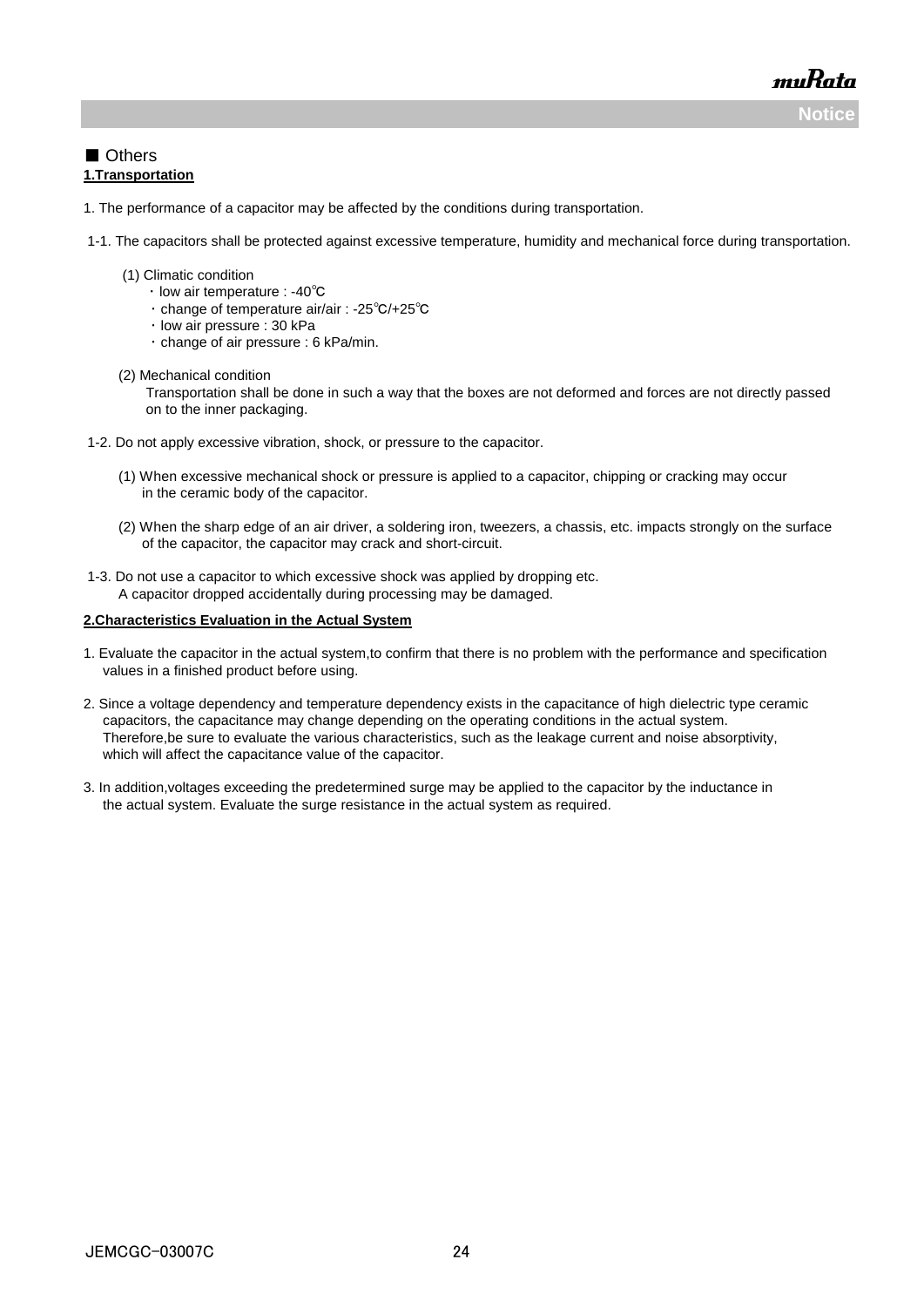## ■ Others

### 1.Transportation

1. The performance of a capacitor may be affected by the conditions during transportation.

1-1. The capacitors shall be protected against excessive temperature, humidity and mechanical force during transportation.

(1) Climatic condition
- ・low air temperature : -40℃
- ・change of temperature air/air : -25℃/+25℃
- ・low air pressure : 30 kPa
- ・change of air pressure : 6 kPa/min.

(2) Mechanical condition
Transportation shall be done in such a way that the boxes are not deformed and forces are not directly passed on to the inner packaging.

1-2. Do not apply excessive vibration, shock, or pressure to the capacitor.

(1) When excessive mechanical shock or pressure is applied to a capacitor, chipping or cracking may occur in the ceramic body of the capacitor.

(2) When the sharp edge of an air driver, a soldering iron, tweezers, a chassis, etc. impacts strongly on the surface of the capacitor, the capacitor may crack and short-circuit.

1-3. Do not use a capacitor to which excessive shock was applied by dropping etc.
A capacitor dropped accidentally during processing may be damaged.

### 2.Characteristics Evaluation in the Actual System

1. Evaluate the capacitor in the actual system,to confirm that there is no problem with the performance and specification values in a finished product before using.

2. Since a voltage dependency and temperature dependency exists in the capacitance of high dielectric type ceramic capacitors, the capacitance may change depending on the operating conditions in the actual system. Therefore,be sure to evaluate the various characteristics, such as the leakage current and noise absorptivity, which will affect the capacitance value of the capacitor.

3. In addition,voltages exceeding the predetermined surge may be applied to the capacitor by the inductance in the actual system. Evaluate the surge resistance in the actual system as required.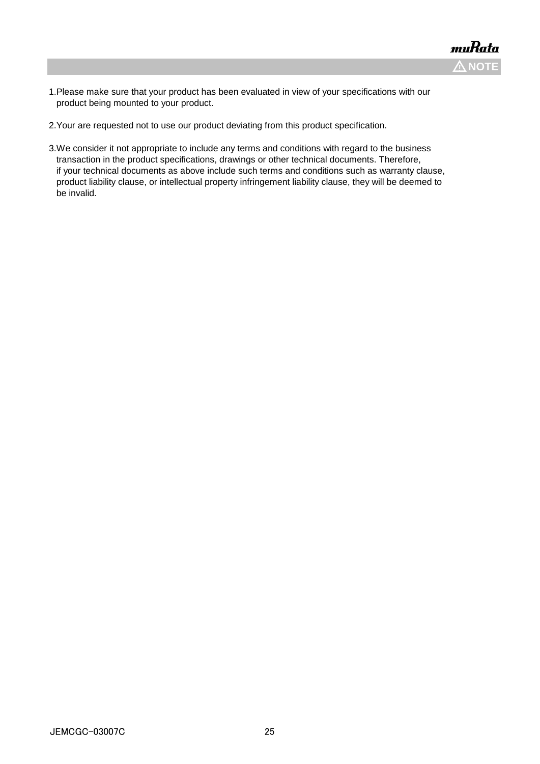⚠NOTE

1. Please make sure that your product has been evaluated in view of your specifications with our product being mounted to your product.

2. Your are requested not to use our product deviating from this product specification.

3. We consider it not appropriate to include any terms and conditions with regard to the business transaction in the product specifications, drawings or other technical documents. Therefore, if your technical documents as above include such terms and conditions such as warranty clause, product liability clause, or intellectual property infringement liability clause, they will be deemed to be invalid.